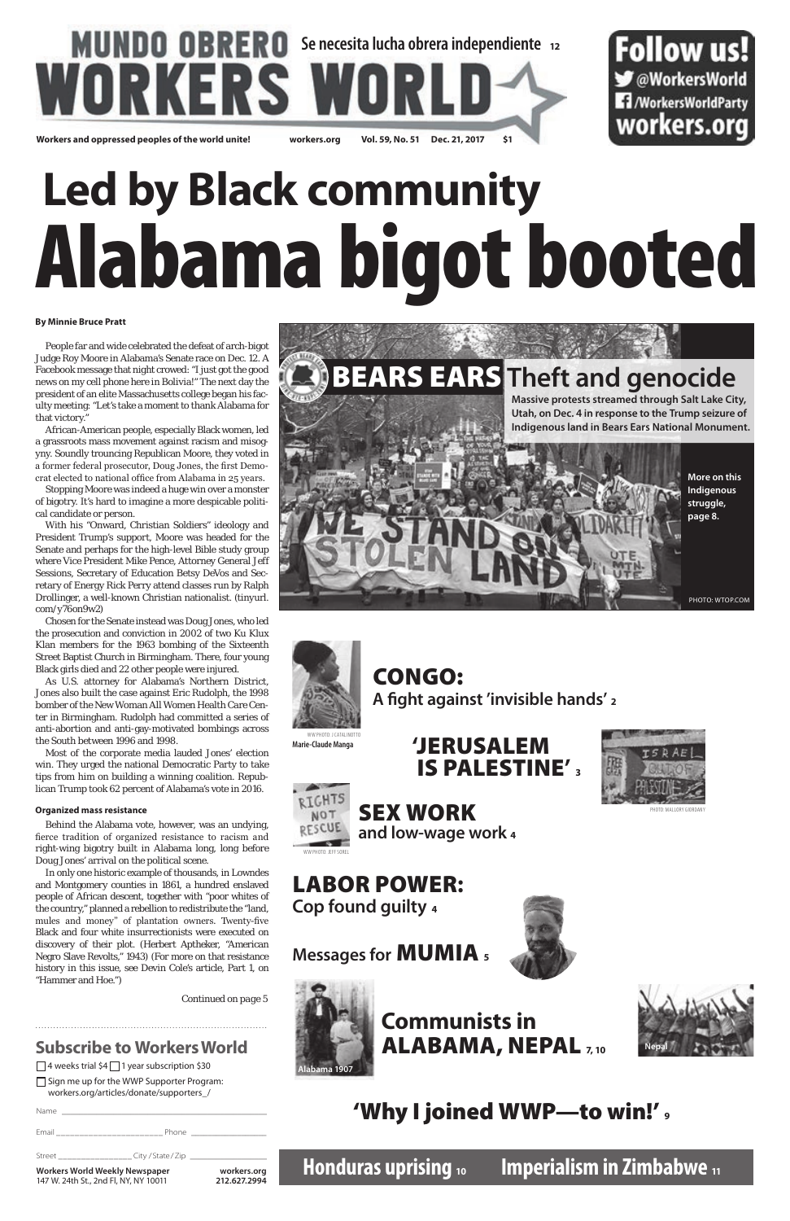# MUNDO OBRERO WORKERS WORLD

Se necesita lucha obrera independiente 12

**Follow us!** @WorkersWorld /WorkersWorldParty workers.org

Workers and oppressed peoples of the world unite! workers.org Vol. 59, No. 51 Dec. 21, 2017 $1

# Led by Black community Alabama bigot booted

**By Minnie Bruce Pratt**

People far and wide celebrated the defeat of arch-bigot Judge Roy Moore in Alabama's Senate race on Dec. 12. A Facebook message that night crowed: "I just got the good news on my cell phone here in Bolivia!" The next day the president of an elite Massachusetts college began his faculty meeting: "Let's take a moment to thank Alabama for that victory."

African-American people, especially Black women, led a grassroots mass movement against racism and misogyny. Soundly trouncing Republican Moore, they voted in a former federal prosecutor, Doug Jones, the first Democrat elected to national office from Alabama in 25 years.

Stopping Moore was indeed a huge win over a monster of bigotry. It's hard to imagine a more despicable political candidate or person.

With his "Onward, Christian Soldiers" ideology and President Trump's support, Moore was headed for the Senate and perhaps for the high-level Bible study group where Vice President Mike Pence, Attorney General Jeff Sessions, Secretary of Education Betsy DeVos and Secretary of Energy Rick Perry attend classes run by Ralph Drollinger, a well-known Christian nationalist. (tinyurl.com/y76on9w2)

Chosen for the Senate instead was Doug Jones, who led the prosecution and conviction in 2002 of two Ku Klux Klan members for the 1963 bombing of the Sixteenth Street Baptist Church in Birmingham. There, four young Black girls died and 22 other people were injured.

As U.S. attorney for Alabama's Northern District, Jones also built the case against Eric Rudolph, the 1998 bomber of the New Woman All Women Health Care Center in Birmingham. Rudolph had committed a series of anti-abortion and anti-gay-motivated bombings across the South between 1996 and 1998.

Most of the corporate media lauded Jones' election win. They urged the national Democratic Party to take tips from him on building a winning coalition. Republican Trump took 62 percent of Alabama's vote in 2016.

### Organized mass resistance

Behind the Alabama vote, however, was an undying, fierce tradition of organized resistance to racism and right-wing bigotry built in Alabama long, long before Doug Jones' arrival on the political scene.

In only one historic example of thousands, in Lowndes and Montgomery counties in 1861, a hundred enslaved people of African descent, together with "poor whites of the country," planned a rebellion to redistribute the "land, mules and money" of plantation owners. Twenty-five Black and four white insurrectionists were executed on discovery of their plot. (Herbert Aptheker, "American Negro Slave Revolts," 1943) (For more on that resistance history in this issue, see Devin Cole's article, Part 1, on "Hammer and Hoe.")

Continued on page 5

## BEARS EARS Theft and genocide

Massive protests streamed through Salt Lake City, Utah, on Dec. 4 in response to the Trump seizure of Indigenous land in Bears Ears National Monument.

More on this Indigenous struggle, page 8.

PHOTO: WTOP.COM

## CONGO: A fight against 'invisible hands' 2

WW PHOTO: J. CATALINOTTO
Marie-Claude Manga

## 'JERUSALEM IS PALESTINE' 3

PHOTO: MALLORY GIORDANY

## SEX WORK and low-wage work 4

WW PHOTO: JEFF SOREL

## LABOR POWER: Cop found guilty 4

## Messages for MUMIA 5

## Communists in ALABAMA, NEPAL 7, 10

Alabama 1907

Nepal

## 'Why I joined WWP—to win!' 9

## Honduras uprising 10 Imperialism in Zimbabwe 11

## Subscribe to Workers World

☐ 4 weeks trial $4 ☐ 1 year subscription $30

☐ Sign me up for the WWP Supporter Program: workers.org/articles/donate/supporters_/

Name ______

Email ______ Phone ______

Street ______ City / State / Zip ______

**Workers World Weekly Newspaper** 147 W. 24th St., 2nd Fl, NY, NY 10011 **workers.org** **212.627.2994**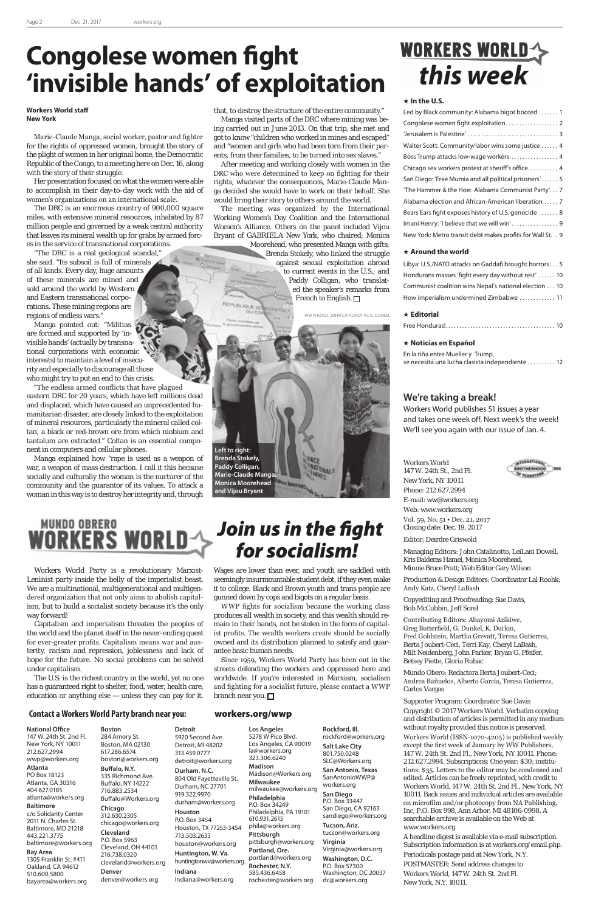# Congolese women fight 'invisible hands' of exploitation

**Workers World staff**
**New York**

Marie-Claude Manga, social worker, pastor and fighter for the rights of oppressed women, brought the story of the plight of women in her original home, the Democratic Republic of the Congo, to a meeting here on Dec. 16, along with the story of their struggle.

Her presentation focused on what the women were able to accomplish in their day-to-day work with the aid of women's organizations on an international scale.

The DRC is an enormous country of 900,000 square miles, with extensive mineral resources, inhabited by 87 million people and governed by a weak central authority that leaves its mineral wealth up for grabs by armed forces in the service of transnational corporations.

"The DRC is a real geological scandal," she said. "Its subsoil is full of minerals of all kinds. Every day, huge amounts of these minerals are mined and sold around the world by Western and Eastern transnational corporations. These mining regions are regions of endless wars."

Manga pointed out: "Militias are formed and supported by 'invisible hands' (actually by transnational corporations with economic interests) to maintain a level of insecurity and especially to discourage all those who might try to put an end to this crisis.

"The endless armed conflicts that have plagued eastern DRC for 20 years, which have left millions dead and displaced, which have caused an unprecedented humanitarian disaster, are closely linked to the exploitation of mineral resources, particularly the mineral called coltan, a black or red-brown ore from which niobium and tantalum are extracted." Coltan is an essential component in computers and cellular phones.

Manga explained how "rape is used as a weapon of war, a weapon of mass destruction. I call it this because socially and culturally the woman is the nurturer of the community and the guarantor of its values. To attack a woman in this way is to destroy her integrity and, through that, to destroy the structure of the entire community."

Manga visited parts of the DRC where mining was being carried out in June 2013. On that trip, she met and got to know "children who worked in mines and escaped" and "women and girls who had been torn from their parents, from their families, to be turned into sex slaves."

After meeting and working closely with women in the DRC who were determined to keep on fighting for their rights, whatever the consequences, Marie-Claude Manga decided she would have to work on their behalf. She would bring their story to others around the world.

The meeting was organized by the International Working Women's Day Coalition and the International Women's Alliance. Others on the panel included Vijou Bryant of GABRIELA New York, who chaired; Monica Moorehead, who presented Manga with gifts; Brenda Stokely, who linked the struggle against sexual exploitation abroad to current events in the U.S.; and Paddy Colligan, who translated the speaker's remarks from French to English. □

WW PHOTOS: JOHN CATALINOTTO, G. DUNKEL

Left to right: Brenda Stokely, Paddy Colligan, Marie-Claude Manga, Monica Moorehead and Vijou Bryant

# WORKERS WORLD this week

**★ In the U.S.**

- Led by Black community: Alabama bigot booted ....... 1
- Congolese women fight exploitation ....... 2
- 'Jerusalem is Palestine' ....... 3
- Walter Scott: Community/labor wins some justice ....... 4
- Boss Trump attacks low-wage workers ....... 4
- Chicago sex workers protest at sheriff's office ....... 4
- San Diego: 'Free Mumia and all political prisoners' ....... 5
- 'The Hammer & the Hoe: Alabama Communist Party' ....... 7
- Alabama election and African-American liberation ....... 7
- Bears Ears fight exposes history of U.S. genocide ....... 8
- Imani Henry: 'I believe that we will win' ....... 9
- New York: Metro transit debt makes profits for Wall St. . 9

**★ Around the world**

- Libya: U.S./NATO attacks on Gaddafi brought horrors ... 5
- Hondurans masses 'fight every day without rest' ....... 10
- Communist coalition wins Nepal's national election ....... 10
- How imperialism undermined Zimbabwe ....... 11

**★ Editorial**

- Free Honduras! ....... 10

**★ Noticias en Español**

- En la riña entre Mueller y Trump, se necesita una lucha clasista independiente ....... 12

## We're taking a break!

Workers World publishes 51 issues a year and takes one week off. Next week's the week! We'll see you again with our issue of Jan. 4.

# MUNDO OBRERO WORKERS WORLD

# Join us in the fight for socialism!

Workers World Party is a revolutionary Marxist-Leninist party inside the belly of the imperialist beast. We are a multinational, multigenerational and multigendered organization that not only aims to abolish capitalism, but to build a socialist society because it's the only way forward!

Capitalism and imperialism threaten the peoples of the world and the planet itself in the never-ending quest for ever-greater profits. Capitalism means war and austerity, racism and repression, joblessness and lack of hope for the future. No social problems can be solved under capitalism.

The U.S. is the richest country in the world, yet no one has a guaranteed right to shelter, food, water, health care, education or anything else — unless they can pay for it. Wages are lower than ever, and youth are saddled with seemingly insurmountable student debt, if they even make it to college. Black and Brown youth and trans people are gunned down by cops and bigots on a regular basis.

WWP fights for socialism because the working class produces all wealth in society, and this wealth should remain in their hands, not be stolen in the form of capitalist profits. The wealth workers create should be socially owned and its distribution planned to satisfy and guarantee basic human needs.

Since 1959, Workers World Party has been out in the streets defending the workers and oppressed here and worldwide. If you're interested in Marxism, socialism and fighting for a socialist future, please contact a WWP branch near you. □

## Contact a Workers World Party branch near you: workers.org/wwp

**National Office**
147 W. 24th St. 2nd Fl.
New York, NY 10011
212.627.2994
wwp@workers.org

**Atlanta**
PO Box 18123
Atlanta, GA 30316
404.627.0185
atlanta@workers.org

**Baltimore**
c/o Solidarity Center
2011 N. Charles St.
Baltimore, MD 21218
443.221.3775
baltimore@workers.org

**Bay Area**
1305 Franklin St. #411
Oakland, CA 94612
510.600.5800
bayarea@workers.org

**Boston**
284 Amory St.
Boston, MA 02130
617.286.6574
boston@workers.org

**Buffalo, N.Y.**
335 Richmond Ave.
Buffalo, NY 14222
716.883.2534
Buffalo@Workers.org

**Chicago**
312.630.2305
chicago@workers.org

**Cleveland**
P.O. Box 5963
Cleveland, OH 44101
216.738.0320
cleveland@workers.org

**Denver**
denver@workers.org

**Detroit**
5920 Second Ave.
Detroit, MI 48202
313.459.0777
detroit@workers.org

**Durham, N.C.**
804 Old Fayetteville St.
Durham, NC 27701
919.322.9970
durham@workers.org

**Houston**
P.O. Box 3454
Houston, TX 77253-3454
713.503.2633
houston@workers.org

**Huntington, W. Va.**
huntingtonwv@workers.org

**Indiana**
Indiana@workers.org

**Los Angeles**
5278 W Pico Blvd.
Los Angeles, CA 90019
la@workers.org
323.306.6240

**Madison**
Madison@Workers.org

**Milwaukee**
milwaukee@workers.org

**Philadelphia**
P.O. Box 34249
Philadelphia, PA 19101
610.931.2615
phila@workers.org

**Pittsburgh**
pittsburgh@workers.org

**Portland, Ore.**
portland@workers.org

**Rochester, N.Y.**
585.436.6458
rochester@workers.org

**Rockford, Ill.**
rockford@workers.org

**Salt Lake City**
801.750.0248
SLC@Workers.org

**San Antonio, Texas**
SanAntonioWWP@workers.org

**San Diego**
P.O. Box 33447
San Diego, CA 92163
sandiego@workers.org

**Tucson, Ariz.**
tucson@workers.org

**Virginia**
Virginia@workers.org

**Washington, D.C.**
P.O. Box 57300
Washington, DC 20037
dc@workers.org

---

Workers World
147 W. 24th St., 2nd Fl.
New York, NY 10011
Phone: 212.627.2994
E-mail: ww@workers.org
Web: www.workers.org
Vol. 59, No. 51 • Dec. 21, 2017
Closing date: Dec. 19, 2017

Editor: Deirdre Griswold

Managing Editors: John Catalinotto, LeiLani Dowell, Kris Balderas Hamel, Monica Moorehead, Minnie Bruce Pratt; Web Editor Gary Wilson

Production & Design Editors: Coordinator Lal Roohk; Andy Katz, Cheryl LaBash

Copyediting and Proofreading: Sue Davis, Bob McCubbin, Jeff Sorel

Contributing Editors: Abayomi Azikiwe, Greg Butterfield, G. Dunkel, K. Durkin, Fred Goldstein, Martha Grevatt, Teresa Gutierrez, Berta Joubert-Ceci, Terri Kay, Cheryl LaBash, Milt Neidenberg, John Parker, Bryan G. Pfeifer, Betsey Piette, Gloria Rubac

Mundo Obero: Redactora Berta Joubert-Ceci; Andrea Bañuelos, Alberto García, Teresa Gutierrez, Carlos Vargas

Supporter Program: Coordinator Sue Davis

Copyright © 2017 Workers World. Verbatim copying and distribution of articles is permitted in any medium without royalty provided this notice is preserved.

Workers World (ISSN-1070-4205) is published weekly except the first week of January by WW Publishers, 147 W. 24th St. 2nd Fl., New York, NY 10011. Phone: 212.627.2994. Subscriptions: One year: $30; institutions: $35. Letters to the editor may be condensed and edited. Articles can be freely reprinted, with credit to Workers World, 147 W. 24th St. 2nd Fl., New York, NY 10011. Back issues and individual articles are available on microfilm and/or photocopy from NA Publishing, Inc, P.O. Box 998, Ann Arbor, MI 48106-0998. A searchable archive is available on the Web at www.workers.org.

A headline digest is available via e-mail subscription. Subscription information is at workers.org/email.php.

Periodicals postage paid at New York, N.Y.

POSTMASTER: Send address changes to Workers World, 147 W. 24th St. 2nd Fl. New York, N.Y. 10011.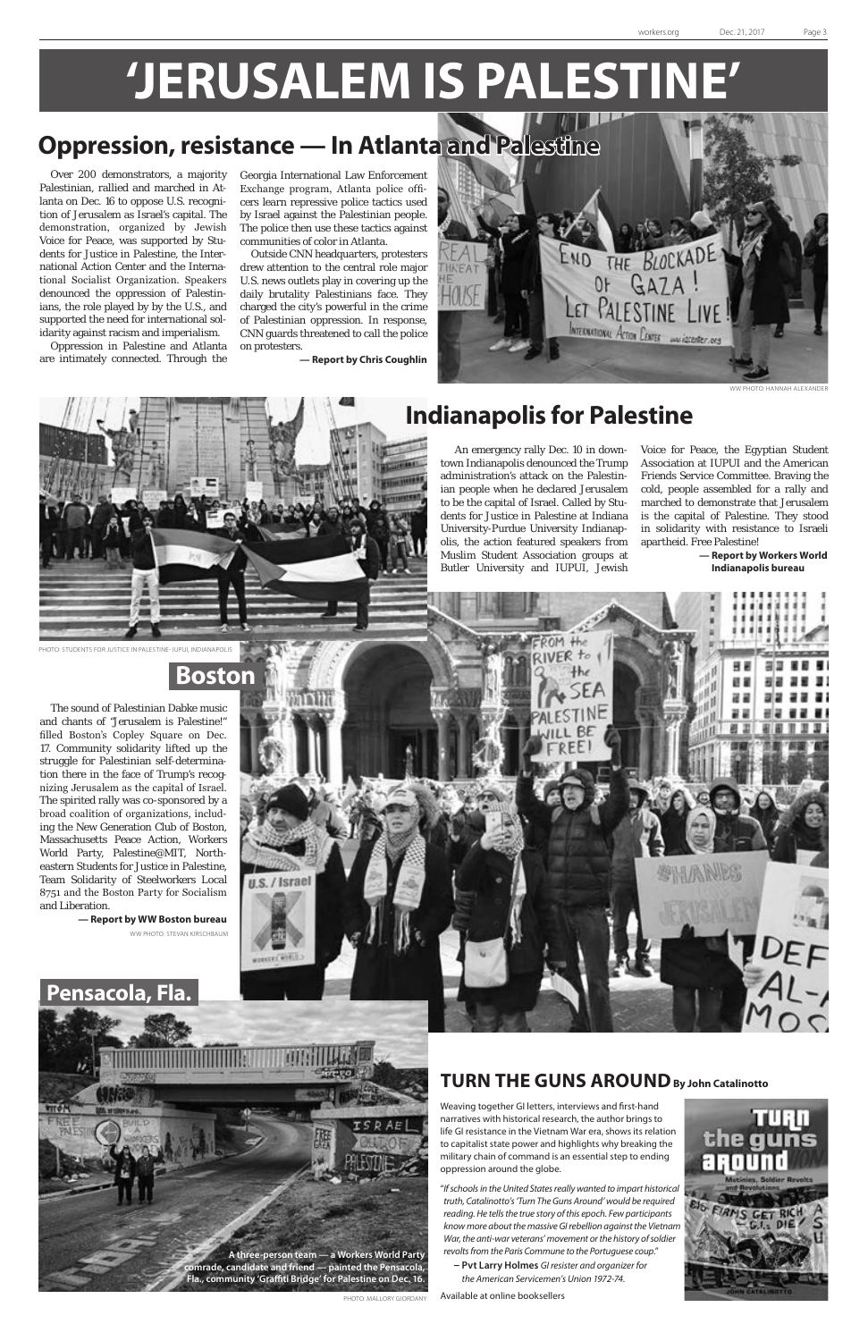# 'JERUSALEM IS PALESTINE'

## Oppression, resistance — In Atlanta and Palestine

Over 200 demonstrators, a majority Palestinian, rallied and marched in Atlanta on Dec. 16 to oppose U.S. recognition of Jerusalem as Israel's capital. The demonstration, organized by Jewish Voice for Peace, was supported by Students for Justice in Palestine, the International Action Center and the International Socialist Organization. Speakers denounced the oppression of Palestinians, the role played by by the U.S., and supported the need for international solidarity against racism and imperialism.

Oppression in Palestine and Atlanta are intimately connected. Through the Georgia International Law Enforcement Exchange program, Atlanta police officers learn repressive police tactics used by Israel against the Palestinian people. The police then use these tactics against communities of color in Atlanta.

Outside CNN headquarters, protesters drew attention to the central role major U.S. news outlets play in covering up the daily brutality Palestinians face. They charged the city's powerful in the crime of Palestinian oppression. In response, CNN guards threatened to call the police on protesters.

**— Report by Chris Coughlin**

WW PHOTO: HANNAH ALEXANDER

## Indianapolis for Palestine

An emergency rally Dec. 10 in downtown Indianapolis denounced the Trump administration's attack on the Palestinian people when he declared Jerusalem to be the capital of Israel. Called by Students for Justice in Palestine at Indiana University-Purdue University Indianapolis, the action featured speakers from Muslim Student Association groups at Butler University and IUPUI, Jewish Voice for Peace, the Egyptian Student Association at IUPUI and the American Friends Service Committee. Braving the cold, people assembled for a rally and marched to demonstrate that Jerusalem is the capital of Palestine. They stood in solidarity with resistance to Israeli apartheid. Free Palestine!

**— Report by Workers World Indianapolis bureau**

PHOTO: STUDENTS FOR JUSTICE IN PALESTINE- IUPUI, INDIANAPOLIS

## Boston

The sound of Palestinian Dabke music and chants of "Jerusalem is Palestine!" filled Boston's Copley Square on Dec. 17. Community solidarity lifted up the struggle for Palestinian self-determination there in the face of Trump's recognizing Jerusalem as the capital of Israel. The spirited rally was co-sponsored by a broad coalition of organizations, including the New Generation Club of Boston, Massachusetts Peace Action, Workers World Party, Palestine@MIT, Northeastern Students for Justice in Palestine, Team Solidarity of Steelworkers Local 8751 and the Boston Party for Socialism and Liberation.

**— Report by WW Boston bureau**

WW PHOTO: STEVAN KIRSCHBAUM

## Pensacola, Fla.

**A three-person team — a Workers World Party comrade, candidate and friend — painted the Pensacola, Fla., community 'Graffiti Bridge' for Palestine on Dec. 16.**

PHOTO: MALLORY GIORDANY

## TURN THE GUNS AROUND By John Catalinotto

Weaving together GI letters, interviews and first-hand narratives with historical research, the author brings to life GI resistance in the Vietnam War era, shows its relation to capitalist state power and highlights why breaking the military chain of command is an essential step to ending oppression around the globe.

*"If schools in the United States really wanted to impart historical truth, Catalinotto's 'Turn The Guns Around' would be required reading. He tells the true story of this epoch. Few participants know more about the massive GI rebellion against the Vietnam War, the anti-war veterans' movement or the history of soldier revolts from the Paris Commune to the Portuguese coup."*

**– Pvt Larry Holmes** *GI resister and organizer for the American Servicemen's Union 1972-74.*

Available at online booksellers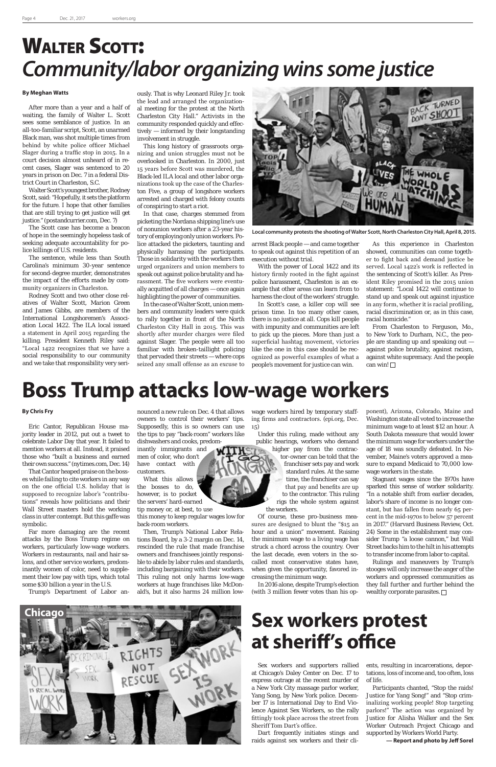# Walter Scott: *Community/labor organizing wins some justice*

**By Meghan Watts**

After more than a year and a half of waiting, the family of Walter L. Scott sees some semblance of justice. In an all-too-familiar script, Scott, an unarmed Black man, was shot multiple times from behind by white police officer Michael Slager during a traffic stop in 2015. In a court decision almost unheard of in recent cases, Slager was sentenced to 20 years in prison on Dec. 7 in a federal District Court in Charleston, S.C.

Walter Scott's youngest brother, Rodney Scott, said: "Hopefully, it sets the platform for the future. I hope that other families that are still trying to get justice will get justice." (postandcurrier.com, Dec. 7)

The Scott case has become a beacon of hope in the seemingly hopeless task of seeking adequate accountability for police killings of U.S. residents.

The sentence, while less than South Carolina's minimum 30-year sentence for second-degree murder, demonstrates the impact of the efforts made by community organizers in Charleston.

Rodney Scott and two other close relatives of Walter Scott, Marion Green and James Gibbs, are members of the International Longshoremen's Association Local 1422. The ILA local issued a statement in April 2015 regarding the killing. President Kenneth Riley said: "Local 1422 recognizes that we have a social responsibility to our community and we take that responsibility very seriously. That is why Leonard Riley Jr. took the lead and arranged the organizational meeting for the protest at the North Charleston City Hall." Activists in the community responded quickly and effectively — informed by their longstanding involvement in struggle.

This long history of grassroots organizing and union struggles must not be overlooked in Charleston. In 2000, just 15 years before Scott was murdered, the Black-led ILA local and other labor organizations took up the case of the Charleston Five, a group of longshore workers arrested and charged with felony counts of conspiring to start a riot.

In that case, charges stemmed from picketing the Nordana shipping line's use of nonunion workers after a 23-year history of employing only union workers. Police attacked the picketers, taunting and physically harassing the participants. Those in solidarity with the workers then urged organizers and union members to speak out against police brutality and harassment. The five workers were eventually acquitted of all charges — once again highlighting the power of communities.

In the case of Walter Scott, union members and community leaders were quick to rally together in front of the North Charleston City Hall in 2015. This was shortly after murder charges were filed against Slager. The people were all too familiar with broken-taillight policing that pervaded their streets — where cops seized any small offense as an excuse to arrest Black people — and came together to speak out against this repetition of an execution without trial.

Local community protests the shooting of Walter Scott, North Charleston City Hall, April 8, 2015.

With the power of Local 1422 and its history firmly rooted in the fight against police harassment, Charleston is an example that other areas can learn from to harness the clout of the workers' struggle.

In Scott's case, a killer cop will see prison time. In too many other cases, there is no justice at all. Cops kill people with impunity and communities are left to pick up the pieces. More than just a superficial hashtag movement, victories like the one in this case should be recognized as powerful examples of what a people's movement for justice can win.

As this experience in Charleston showed, communities can come together to fight back and demand justice be served. Local 1422's work is reflected in the sentencing of Scott's killer. As President Riley promised in the 2015 union statement: "Local 1422 will continue to stand up and speak out against injustice in any form, whether it is racial profiling, racial discrimination or, as in this case, racial homicide."

From Charleston to Ferguson, Mo., to New York to Durham, N.C., the people are standing up and speaking out — against police brutality, against racism, against white supremacy. And the people can win! □

# Boss Trump attacks low-wage workers

**By Chris Fry**

Eric Cantor, Republican House majority leader in 2012, put out a tweet to celebrate Labor Day that year. It failed to mention workers at all. Instead, it praised those who "built a business and earned their own success." (nytimes.com, Dec. 14)

That Cantor heaped praise on the bosses while failing to cite workers in any way on the one official U.S. holiday that is supposed to recognize labor's "contributions" reveals how politicians and their Wall Street masters hold the working class in utter contempt. But this gaffe was symbolic.

Far more damaging are the recent attacks by the Boss Trump regime on workers, particularly low-wage workers. Workers in restaurants, nail and hair salons, and other service workers, predominantly women of color, need to supplement their low pay with tips, which total some $30 billion a year in the U.S.

Trump's Department of Labor announced a new rule on Dec. 4 that allows owners to control their workers' tips. Supposedly, this is so owners can use the tips to pay "back-room" workers like dishwashers and cooks, predominantly immigrants and men of color, who don't have contact with customers.

What this allows the bosses to do, however, is to pocket the servers' hard-earned tip money or, at best, to use this money to keep regular wages low for back-room workers.

Then, Trump's National Labor Relations Board, by a 3-2 margin on Dec. 14, rescinded the rule that made franchise owners and franchisees jointly responsible to abide by labor rules and standards, including bargaining with their workers. This ruling not only harms low-wage workers at huge franchises like McDonald's, but it also harms 24 million low-wage workers hired by temporary staffing firms and contractors. (epi.org, Dec. 15)

Under this ruling, made without any public hearings, workers who demand higher pay from the contractor-owner can be told that the franchiser sets pay and work standard rules. At the same time, the franchiser can say that pay and benefits are up to the contractor. This ruling rigs the whole system against the workers.

Of course, these pro-business measures are designed to blunt the "$15 an hour and a union" movement. Raising the minimum wage to a living wage has struck a chord across the country. Over the last decade, even voters in the so-called most conservative states have, when given the opportunity, favored increasing the minimum wage.

In 2016 alone, despite Trump's election (with 3 million fewer votes than his opponent), Arizona, Colorado, Maine and Washington state all voted to increase the minimum wage to at least $12 an hour. A South Dakota measure that would lower the minimum wage for workers under the age of 18 was soundly defeated. In November, Maine's voters approved a measure to expand Medicaid to 70,000 low-wage workers in the state.

Stagnant wages since the 1970s have sparked this sense of worker solidarity. "In a notable shift from earlier decades, labor's share of income is no longer constant, but has fallen from nearly 65 percent in the mid-1970s to below 57 percent in 2017." (Harvard Business Review, Oct. 24) Some in the establishment may consider Trump "a loose cannon," but Wall Street backs him to the hilt in his attempts to transfer income from labor to capital.

Rulings and maneuvers by Trump's stooges will only increase the anger of the workers and oppressed communities as they fall further and further behind the wealthy corporate parasites. □

# Sex workers protest at sheriff's office

Chicago

Sex workers and supporters rallied at Chicago's Daley Center on Dec. 17 to express outrage at the recent murder of a New York City massage parlor worker, Yang Song, by New York police. December 17 is International Day to End Violence Against Sex Workers, so the rally fittingly took place across the street from Sheriff Tom Dart's office.

Dart frequently initiates stings and raids against sex workers and their clients, resulting in incarcerations, deportations, loss of income and, too often, loss of life.

Participants chanted, "Stop the raids! Justice for Yang Song!" and "Stop criminalizing working people! Stop targeting parlors!" The action was organized by Justice for Alisha Walker and the Sex Worker Outreach Project Chicago and supported by Workers World Party.

**— Report and photo by Jeff Sorel**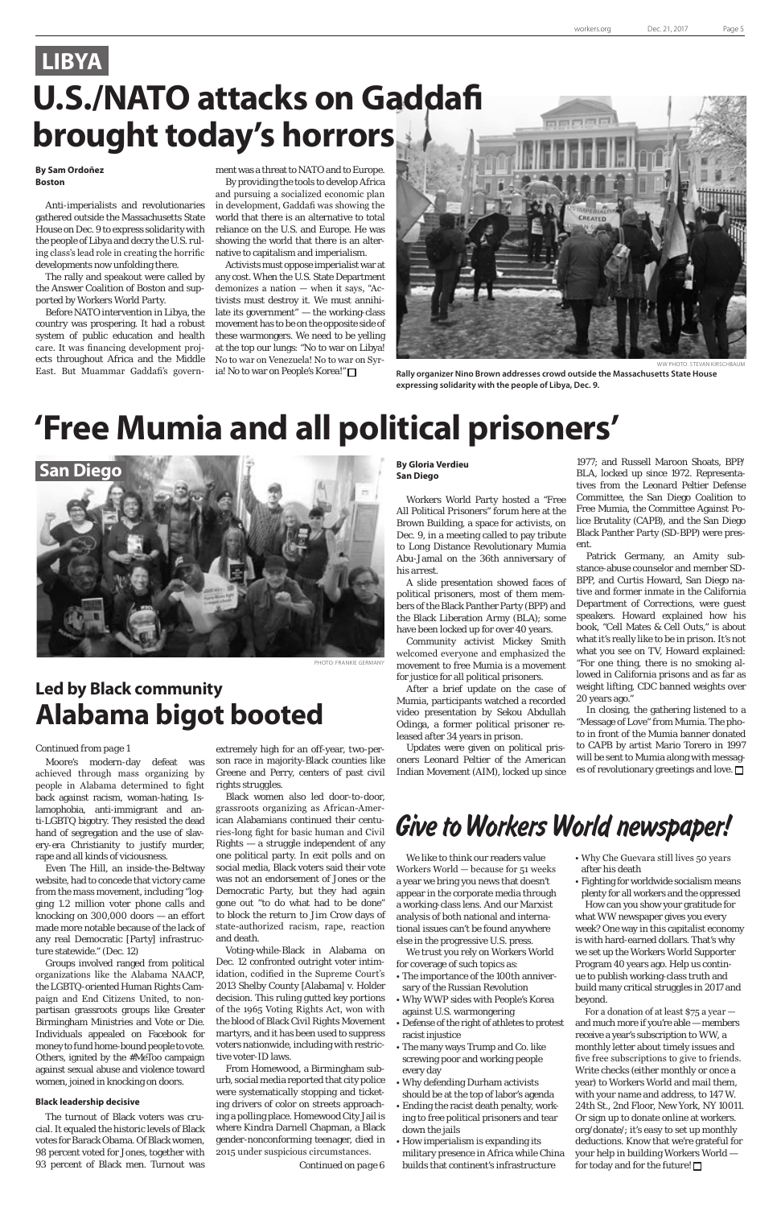LIBYA

# U.S./NATO attacks on Gaddafi brought today's horrors

**By Sam Ordoñez**
**Boston**

Anti-imperialists and revolutionaries gathered outside the Massachusetts State House on Dec. 9 to express solidarity with the people of Libya and decry the U.S. ruling class's lead role in creating the horrific developments now unfolding there.

The rally and speakout were called by the Answer Coalition of Boston and supported by Workers World Party.

Before NATO intervention in Libya, the country was prospering. It had a robust system of public education and health care. It was financing development projects throughout Africa and the Middle East. But Muammar Gaddafi's government was a threat to NATO and to Europe.

By providing the tools to develop Africa and pursuing a socialized economic plan in development, Gaddafi was showing the world that there is an alternative to total reliance on the U.S. and Europe. He was showing the world that there is an alternative to capitalism and imperialism.

Activists must oppose imperialist war at any cost. When the U.S. State Department demonizes a nation — when it says, "Activists must destroy it. We must annihilate its government" — the working-class movement has to be on the opposite side of these warmongers. We need to be yelling at the top our lungs: "No to war on Libya! No to war on Venezuela! No to war on Syria! No to war on People's Korea!" □

WW PHOTO: STEVAN KIRSCHBAUM

Rally organizer Nino Brown addresses crowd outside the Massachusetts State House expressing solidarity with the people of Libya, Dec. 9.

# 'Free Mumia and all political prisoners'

San Diego

PHOTO: FRANKIE GERMANY

**By Gloria Verdieu**
**San Diego**

Workers World Party hosted a "Free All Political Prisoners" forum here at the Brown Building, a space for activists, on Dec. 9, in a meeting called to pay tribute to Long Distance Revolutionary Mumia Abu-Jamal on the 36th anniversary of his arrest.

A slide presentation showed faces of political prisoners, most of them members of the Black Panther Party (BPP) and the Black Liberation Army (BLA); some have been locked up for over 40 years.

Community activist Mickey Smith welcomed everyone and emphasized the movement to free Mumia is a movement for justice for all political prisoners.

After a brief update on the case of Mumia, participants watched a recorded video presentation by Sekou Abdullah Odinga, a former political prisoner released after 34 years in prison.

Updates were given on political prisoners Leonard Peltier of the American Indian Movement (AIM), locked up since 1977; and Russell Maroon Shoats, BPP/BLA, locked up since 1972. Representatives from the Leonard Peltier Defense Committee, the San Diego Coalition to Free Mumia, the Committee Against Police Brutality (CAPB), and the San Diego Black Panther Party (SD-BPP) were present.

Patrick Germany, an Amity substance-abuse counselor and member SD-BPP, and Curtis Howard, San Diego native and former inmate in the California Department of Corrections, were guest speakers. Howard explained how his book, "Cell Mates & Cell Outs," is about what it's really like to be in prison. It's not what you see on TV, Howard explained: "For one thing, there is no smoking allowed in California prisons and as far as weight lifting, CDC banned weights over 20 years ago."

In closing, the gathering listened to a "Message of Love" from Mumia. The photo in front of the Mumia banner donated to CAPB by artist Mario Torero in 1997 will be sent to Mumia along with messages of revolutionary greetings and love. □

## Led by Black community

# Alabama bigot booted

Continued from page 1

Moore's modern-day defeat was achieved through mass organizing by people in Alabama determined to fight back against racism, woman-hating, Islamophobia, anti-immigrant and anti-LGBTQ bigotry. They resisted the dead hand of segregation and the use of slavery-era Christianity to justify murder, rape and all kinds of viciousness.

Even The Hill, an inside-the-Beltway website, had to concede that victory came from the mass movement, including "logging 1.2 million voter phone calls and knocking on 300,000 doors — an effort made more notable because of the lack of any real Democratic [Party] infrastructure statewide." (Dec. 12)

Groups involved ranged from political organizations like the Alabama NAACP, the LGBTQ-oriented Human Rights Campaign and End Citizens United, to nonpartisan grassroots groups like Greater Birmingham Ministries and Vote or Die. Individuals appealed on Facebook for money to fund home-bound people to vote. Others, ignited by the #MeToo campaign against sexual abuse and violence toward women, joined in knocking on doors.

**Black leadership decisive**

The turnout of Black voters was crucial. It equaled the historic levels of Black votes for Barack Obama. Of Black women, 98 percent voted for Jones, together with 93 percent of Black men. Turnout was extremely high for an off-year, two-person race in majority-Black counties like Greene and Perry, centers of past civil rights struggles.

Black women also led door-to-door, grassroots organizing as African-American Alabamians continued their centuries-long fight for basic human and Civil Rights — a struggle independent of any one political party. In exit polls and on social media, Black voters said their vote was not an endorsement of Jones or the Democratic Party, but they had again gone out "to do what had to be done" to block the return to Jim Crow days of state-authorized racism, rape, reaction and death.

Voting-while-Black in Alabama on Dec. 12 confronted outright voter intimidation, codified in the Supreme Court's 2013 Shelby County [Alabama] v. Holder decision. This ruling gutted key portions of the 1965 Voting Rights Act, won with the blood of Black Civil Rights Movement martyrs, and it has been used to suppress voters nationwide, including with restrictive voter-ID laws.

From Homewood, a Birmingham suburb, social media reported that city police were systematically stopping and ticketing drivers of color on streets approaching a polling place. Homewood City Jail is where Kindra Darnell Chapman, a Black gender-nonconforming teenager, died in 2015 under suspicious circumstances.

Continued on page 6

# *Give to Workers World newspaper!*

We like to think our readers value Workers World — because for 51 weeks a year we bring you news that doesn't appear in the corporate media through a working-class lens. And our Marxist analysis of both national and international issues can't be found anywhere else in the progressive U.S. press.

We trust you rely on Workers World for coverage of such topics as:

- The importance of the 100th anniversary of the Russian Revolution
- Why WWP sides with People's Korea against U.S. warmongering
- Defense of the right of athletes to protest racist injustice
- The many ways Trump and Co. like screwing poor and working people every day
- Why defending Durham activists should be at the top of labor's agenda
- Ending the racist death penalty, working to free political prisoners and tear down the jails
- How imperialism is expanding its military presence in Africa while China builds that continent's infrastructure
- Why Che Guevara still lives 50 years after his death
- Fighting for worldwide socialism means plenty for all workers and the oppressed

How can you show your gratitude for what WW newspaper gives you every week? One way in this capitalist economy is with hard-earned dollars. That's why we set up the Workers World Supporter Program 40 years ago. Help us continue to publish working-class truth and build many critical struggles in 2017 and beyond.

For a donation of at least $75 a year — and much more if you're able — members receive a year's subscription to WW, a monthly letter about timely issues and five free subscriptions to give to friends. Write checks (either monthly or once a year) to Workers World and mail them, with your name and address, to 147 W. 24th St., 2nd Floor, New York, NY 10011. Or sign up to donate online at workers.org/donate/; it's easy to set up monthly deductions. Know that we're grateful for your help in building Workers World — for today and for the future! □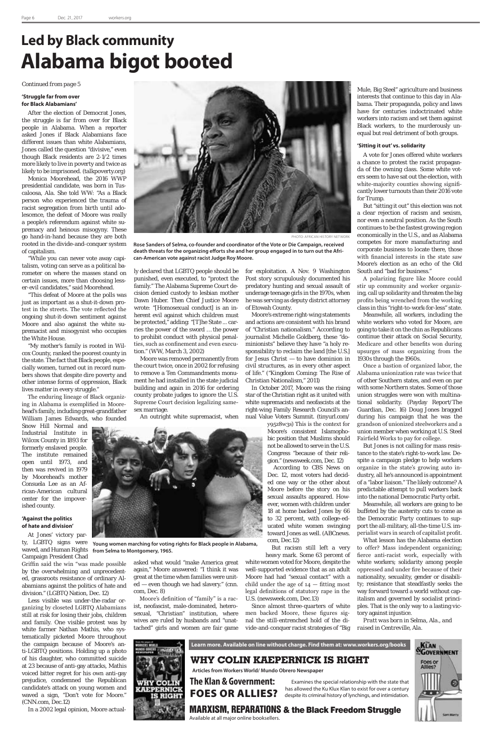# Led by Black community
# Alabama bigot booted

*Continued from page 5*

### 'Struggle far from over for Black Alabamians'

After the election of Democrat Jones, the struggle is far from over for Black people in Alabama. When a reporter asked Jones if Black Alabamians face different issues than white Alabamians, Jones called the question "divisive," even though Black residents are 2-1/2 times more likely to live in poverty and twice as likely to be imprisoned. (talkpoverty.org)

Monica Moorehead, the 2016 WWP presidential candidate, was born in Tuscaloosa, Ala. She told WW: "As a Black person who experienced the trauma of racist segregation from birth until adolescence, the defeat of Moore was really a people's referendum against white supremacy and heinous misogyny. These go hand-in-hand because they are both rooted in the divide-and-conquer system of capitalism.

"While you can never vote away capitalism, voting can serve as a political barometer on where the masses stand on certain issues, more than choosing lesser-evil candidates," said Moorehead.

"This defeat of Moore at the polls was just as important as a shut-it-down protest in the streets. The vote reflected the ongoing shut-it-down sentiment against Moore and also against the white supremacist and misogynist who occupies the White House.

"My mother's family is rooted in Wilcox County, ranked the poorest county in the state. The fact that Black people, especially women, turned out in record numbers shows that despite dire poverty and other intense forms of oppression, Black lives matter in every struggle."

The enduring lineage of Black organizing in Alabama is exemplified in Moorehead's family, including great-grandfather William James Edwards, who founded Snow Hill Normal and Industrial Institute in Wilcox County in 1893 for formerly enslaved people. The institute remained open until 1973, and then was revived in 1979 by Moorehead's mother Consuela Lee as an African-American cultural center for the impoverished county.

### 'Against the politics of hate and division'

At Jones' victory party, LGBTQ signs were waved, and Human Rights Campaign President Chad Griffin said the win "was made possible by the overwhelming and unprecedented, grassroots resistance of ordinary Alabamians against the politics of hate and division." (LGBTQ Nation, Dec. 12)

Less visible was under-the-radar organizing by closeted LGBTQ Alabamians still at risk for losing their jobs, children and family. One visible protest was by white farmer Nathan Mathis, who systematically picketed Moore throughout the campaign because of Moore's anti-LGBTQ positions. Holding up a photo of his daughter, who committed suicide at 23 because of anti-gay attacks, Mathis voiced bitter regret for his own anti-gay prejudice, condemned the Republican candidate's attack on young women and waved a sign, "Don't vote for Moore." (CNN.com, Dec.12)

In a 2002 legal opinion, Moore actually declared that LGBTQ people should be punished, even executed, to "protect the family." The Alabama Supreme Court decision denied custody to lesbian mother Dawn Huber. Then Chief Justice Moore wrote: "[Homosexual conduct] is an inherent evil against which children must be protected," adding: "[T]he State ... carries the power of the sword … the power to prohibit conduct with physical penalties, such as confinement and even execution." (WW, March 3, 2002)

Moore was removed permanently from the court twice, once in 2002 for refusing to remove a Ten Commandments monument he had installed in the state judicial building and again in 2016 for ordering county probate judges to ignore the U.S. Supreme Court decision legalizing same-sex marriage.

An outright white supremacist, when asked what would "make America great again," Moore answered: "I think it was great at the time when families were united — even though we had slavery." (cnn.com, Dec. 8)

Moore's definition of "family" is a racist, neofascist, male-dominated, heterosexual, "Christian" institution, where wives are ruled by husbands and "unattached" girls and women are fair game for exploitation. A Nov. 9 Washington Post story scrupulously documented his predatory hunting and sexual assault of underage teenage girls in the 1970s, when he was serving as deputy district attorney of Etowah County.

Moore's extreme right-wing statements and actions are consistent with his brand of "Christian nationalism." According to journalist Michelle Goldberg, these "dominionists" believe they have "a holy responsibility to reclaim the land [the U.S.] for Jesus Christ — to have dominion in civil structures, as in every other aspect of life." ("Kingdom Coming: The Rise of Christian Nationalism," 2011)

In October 2017, Moore was the rising star of the Christian right as it united with white supremacists and neofascists at the right-wing Family Research Council's annual Value Voters Summit. (tinyurl.com/y9528w3s) This is the context for Moore's consistent Islamophobic position that Muslims should not be allowed to serve in the U.S. Congress "because of their religion." (newsweek.com, Dec. 12)

According to CBS News on Dec. 12, most voters had decided one way or the other about Moore before the story on his sexual assaults appeared. However, women with children under 18 at home backed Jones by 66 to 32 percent, with college-educated white women swinging toward Jones as well. (ABCnews.com, Dec.12)

But racism still left a very heavy mark. Some 63 percent of white women voted for Moore, despite the well-supported evidence that as an adult Moore had had "sexual contact" with a child under the age of 14 — fitting most legal definitions of statutory rape in the U.S. (newsweek.com, Dec.13)

Since almost three-quarters of white men backed Moore, these figures signal the still-entrenched hold of the divide-and-conquer racist strategies of "Big Mule, Big Steel" agriculture and business interests that continue to this day in Alabama. Their propaganda, policy and laws have for centuries indoctrinated white workers into racism and set them against Black workers, to the murderously unequal but real detriment of both groups.

### 'Sitting it out' vs. solidarity

A vote for Jones offered white workers a chance to protest the racist propaganda of the owning class. Some white voters seem to have sat out the election, with white-majority counties showing significantly lower turnouts than their 2016 vote for Trump.

But "sitting it out" this election was not a clear rejection of racism and sexism, nor even a neutral position. As the South continues to be the fastest growing region economically in the U.S., and as Alabama competes for more manufacturing and corporate business to locate there, those with financial interests in the state saw Moore's election as an echo of the Old South and "bad for business."

A polarizing figure like Moore could stir up community and worker organizing, call up solidarity and threaten the big profits being wrenched from the working class in this "right-to-work-for-less" state.

Meanwhile, all workers, including the white workers who voted for Moore, are going to take it on the chin as Republicans continue their attack on Social Security, Medicare and other benefits won during upsurges of mass organizing from the 1930s through the 1960s.

Once a bastion of organized labor, the Alabama unionization rate was twice that of other Southern states, and even on par with some Northern states. Some of those union struggles were won with multinational solidarity. (Payday Report/The Guardian, Dec. 16) Doug Jones bragged during his campaign that he was the grandson of unionized steelworkers and a union member when working at U.S. Steel Fairfield Works to pay for college.

But Jones is not calling for mass resistance to the state's right-to-work law. Despite a campaign pledge to help workers organize in the state's growing auto industry, all he's announced is appointment of a "labor liaison." The likely outcome? A predictable attempt to pull workers back into the national Democratic Party orbit.

Meanwhile, all workers are going to be buffeted by the austerity cuts to come as the Democratic Party continues to support the all-military, all-the-time U.S. imperialist wars in search of capitalist profit.

What lesson has the Alabama election to offer? Mass independent organizing; fierce anti-racist work, especially with white workers; solidarity among people oppressed and under fire because of their nationality, sexuality, gender or disability; resistance that steadfastly seeks the way forward toward a world without capitalism and governed by socialist principles. That is the only way to a lasting victory against injustice.

*Pratt was born in Selma, Ala., and raised in Centreville, Ala.*

PHOTO: AFRICAN HISTORY NETWORK

**Rose Sanders of Selma, co-founder and coordinator of the Vote or Die Campaign, received death threats for the organizing efforts she and her group engaged in to turn out the African-American vote against racist Judge Roy Moore.**

**Young women marching for voting rights for Black people in Alabama, from Selma to Montgomery, 1965.**

---

**Learn more. Available on line without charge. Find them at: www.workers.org/books**

**WHY COLIN KAEPERNICK IS RIGHT**
Articles from Workers World/ Mundo Obrero Newspaper

**The Klan & Government: FOES OR ALLIES?**
Examines the special relationship with the state that has allowed the Ku Klux Klan to exist for over a century despite its criminal history of lynchings, and intimidation.

**MARXISM, REPARATIONS & the Black Freedom Struggle**
Available at all major online booksellers.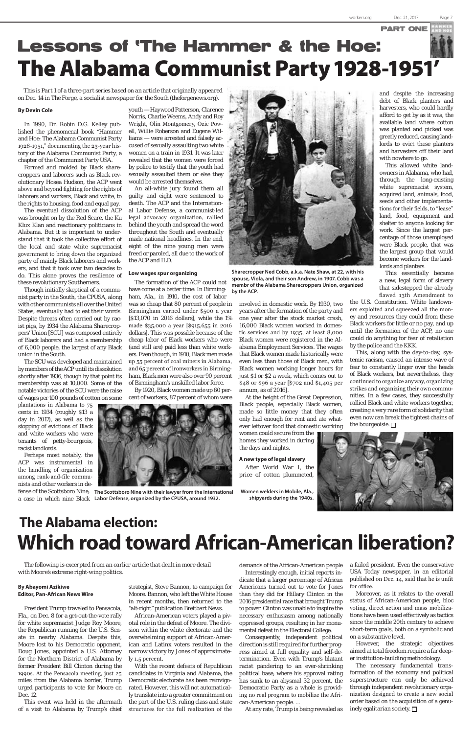# Lessons of 'The Hammer & the Hoe: The Alabama Communist Party 1928-1951'

PART ONE

*This is Part 1 of a three-part series based on an article that originally appeared on Dec. 14 in The Forge, a socialist newspaper for the South (theforgenews.org).*

**By Devin Cole**

In 1990, Dr. Robin D.G. Kelley published the phenomenal book "Hammer and Hoe: The Alabama Communist Party 1928-1951," documenting the 23-year history of the Alabama Communist Party, a chapter of the Communist Party USA.

Formed and molded by Black sharecroppers and laborers such as Black revolutionary Hosea Hudson, the ACP went above and beyond fighting for the rights of laborers and workers, Black and white, to the rights to housing, food and equal pay.

The eventual dissolution of the ACP was brought on by the Red Scare, the Ku Klux Klan and reactionary politicians in Alabama. But it is important to understand that it took the collective effort of the local and state white supremacist government to bring down the organized party of mainly Black laborers and workers, and that it took over two decades to do. This alone proves the resilience of these revolutionary Southerners.

Though initially skeptical of a communist party in the South, the CPUSA, along with other communists all over the United States, eventually had to eat their words. Despite threats often carried out by racist pigs, by 1934 the Alabama Sharecroppers' Union [SCU] was composed entirely of Black laborers and had a membership of 6,000 people, the largest of any Black union in the South.

The SCU was developed and maintained by members of the ACP until its dissolution shortly after 1936, though by that point its membership was at 10,000. Some of the notable victories of the SCU were the raise of wages per 100 pounds of cotton on some plantations in Alabama to 75 cents in 1934 (roughly $13 a day in 2017), as well as the stopping of evictions of Black and white workers who were tenants of petty-bourgeois, racist landlords.

Perhaps most notably, the ACP was instrumental in the handling of organization among rank-and-file communists and other workers in defense of the Scottsboro Nine, a case in which nine Black youth — Haywood Patterson, Clarence Norris, Charlie Weems, Andy and Roy Wright, Olin Montgomery, Ozie Powell, Willie Roberson and Eugene Williams — were arrested and falsely accused of sexually assaulting two white women on a train in 1931. It was later revealed that the women were forced by police to testify that the youth had sexually assaulted them or else they would be arrested themselves.

An all-white jury found them all guilty and eight were sentenced to death. The ACP and the International Labor Defense, a communist-led legal advocacy organization, rallied behind the youth and spread the word throughout the South and eventually made national headlines. In the end, eight of the nine young men were freed or paroled, all due to the work of the ACP and ILD.

The Scottsboro Nine with their lawyer from the International Labor Defense, organized by the CPUSA, around 1932.

### Low wages spur organizing

The formation of the ACP could not have come at a better time: In Birmingham, Ala., in 1910, the cost of labor was so cheap that 80 percent of people in Birmingham earned under $500 a year [$13,070 in 2016 dollars], while the 1% made $35,000 a year [$915,655 in 2016 dollars]. This was possible because of the cheap labor of Black workers who were (and still are) paid less than white workers. Even though, in 1910, Black men made up 55 percent of coal miners in Alabama, and 65 percent of ironworkers in Birmingham, Black men were also over 90 percent of Birmingham's unskilled labor force.

By 1920, Black women made up 60 percent of workers, 87 percent of whom were involved in domestic work. By 1930, two years after the formation of the party and one year after the stock market crash, 16,000 Black women worked in domestic services and by 1935, at least 8,000 Black women were registered in the Alabama Employment Services. The wages that Black women made historically were even less than those of Black men, with Black women working longer hours for just $1 or $2 a week, which comes out to $48 or $96 a year [$702 and $1,405 per annum, as of 2016].

At the height of the Great Depression, Black people, especially Black women, made so little money that they often only had enough for rent and ate whatever leftover food that domestic working women could secure from the homes they worked in during the days and nights.

Sharecropper Ned Cobb, a.k.a. Nate Shaw, at 22, with his spouse, Viola, and their son Andrew, in 1907. Cobb was a membr of the Alabama Sharecroppers Union, organized by the ACP.

### A new type of legal slavery

After World War I, the price of cotton plummeted, and despite the increasing debt of Black planters and harvesters, who could hardly afford to get by as it was, the available land where cotton was planted and picked was greatly reduced, causing landlords to evict these planters and harvesters off their land with nowhere to go.

This allowed white landowners in Alabama, who had, through the long-existing white supremacist system, acquired land, animals, food, seeds and other implementations for their fields, to "lease" land, food, equipment and shelter to anyone looking for work. Since the largest percentage of those unemployed were Black people, that was the largest group that would become workers for the landlords and planters.

This essentially became a new, legal form of slavery that sidestepped the already flawed 13th Amendment to the U.S. Constitution. White landowners exploited and squeezed all the money and resources they could from these Black workers for little or no pay, and up until the formation of the ACP, no one could do anything for fear of retaliation by the police and the KKK.

This, along with the day-to-day, systemic racism, caused an intense wave of fear to constantly linger over the heads of Black workers, but nevertheless, they continued to organize anyway, organizing strikes and organizing their own communities. In a few cases, they successfully rallied Black and white workers together, creating a very rare form of solidarity that even now can break the tightest chains of the bourgeoisie. □

Women welders in Mobile, Ala., shipyards during the 1940s.

# The Alabama election: Which road toward African-American liberation?

*The following is excerpted from an earlier article that dealt in more detail with Moore's extreme right-wing politics.*

**By Abayomi Azikiwe**
**Editor, Pan-African News Wire**

President Trump traveled to Pensacola, Fla., on Dec. 8 for a get-out-the-vote rally for white supremacist Judge Roy Moore, the Republican running for the U.S. Senate in nearby Alabama. Despite this, Moore lost to his Democratic opponent, Doug Jones, appointed a U.S. Attorney for the Northern District of Alabama by former President Bill Clinton during the 1990s. At the Pensacola meeting, just 25 miles from the Alabama border, Trump urged participants to vote for Moore on Dec. 12.

This event was held in the aftermath of a visit to Alabama by Trump's chief strategist, Steve Bannon, to campaign for Moore. Bannon, who left the White House in recent months, then returned to the "alt-right" publication Breitbart News.

African-American voters played a pivotal role in the defeat of Moore. The division within the white electorate and the overwhelming support of African-American and Latinx voters resulted in the narrow victory by Jones of approximately 1.5 percent.

With the recent defeats of Republican candidates in Virginia and Alabama, the Democratic electorate has been reinvigorated. However, this will not automatically translate into a greater commitment on the part of the U.S. ruling class and state structures for the full realization of the demands of the African-American people.

Interestingly enough, initial reports indicate that a larger percentage of African Americans turned out to vote for Jones than they did for Hillary Clinton in the 2016 presidential race that brought Trump to power. Clinton was unable to inspire the necessary enthusiasm among nationally oppressed groups, resulting in her monumental defeat in the Electoral College.

Consequently, independent political direction is still required for further progress aimed at full equality and self-determination. Even with Trump's blatant racist pandering to an ever-shrinking political base, where his approval rating has sunk to an abysmal 32 percent, the Democratic Party as a whole is providing no real program to mobilize the African-American people. ...

At any rate, Trump is being revealed as a failed president. Even the conservative USA Today newspaper, in an editorial published on Dec. 14, said that he is unfit for office.

Moreover, as it relates to the overall status of African-American people, bloc voting, direct action and mass mobilizations have been used effectively as tactics since the middle 20th century to achieve short-term goals, both on a symbolic and on a substantive level.

However, the strategic objectives aimed at total freedom require a far deeper institution-building methodology.

The necessary fundamental transformation of the economy and political superstructure can only be achieved through independent revolutionary organization designed to create a new social order based on the acquisition of a genuinely egalitarian society. □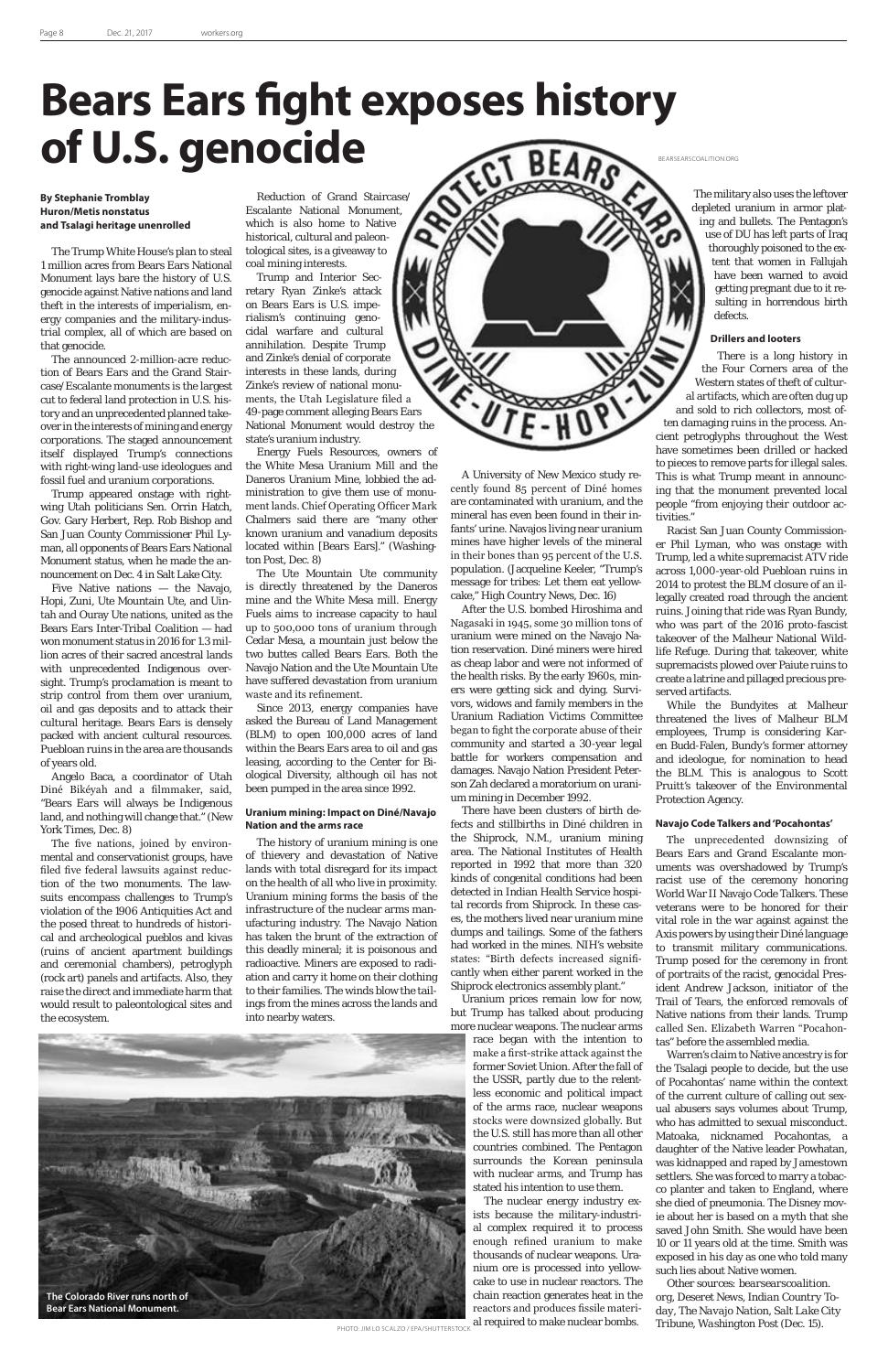# Bears Ears fight exposes history of U.S. genocide

**By Stephanie Tromblay**
**Huron/Metis nonstatus**
**and Tsalagi heritage unenrolled**

The Trump White House's plan to steal 1 million acres from Bears Ears National Monument lays bare the history of U.S. genocide against Native nations and land theft in the interests of imperialism, energy companies and the military-industrial complex, all of which are based on that genocide.

The announced 2-million-acre reduction of Bears Ears and the Grand Staircase/Escalante monuments is the largest cut to federal land protection in U.S. history and an unprecedented planned takeover in the interests of mining and energy corporations. The staged announcement itself displayed Trump's connections with right-wing land-use ideologues and fossil fuel and uranium corporations.

Trump appeared onstage with right-wing Utah politicians Sen. Orrin Hatch, Gov. Gary Herbert, Rep. Rob Bishop and San Juan County Commissioner Phil Lyman, all opponents of Bears Ears National Monument status, when he made the announcement on Dec. 4 in Salt Lake City.

Five Native nations — the Navajo, Hopi, Zuni, Ute Mountain Ute, and Uintah and Ouray Ute nations, united as the Bears Ears Inter-Tribal Coalition — had won monument status in 2016 for 1.3 million acres of their sacred ancestral lands with unprecedented Indigenous oversight. Trump's proclamation is meant to strip control from them over uranium, oil and gas deposits and to attack their cultural heritage. Bears Ears is densely packed with ancient cultural resources. Puebloan ruins in the area are thousands of years old.

Angelo Baca, a coordinator of Utah Diné Bikéyah and a filmmaker, said, "Bears Ears will always be Indigenous land, and nothing will change that." (New York Times, Dec. 8)

The five nations, joined by environmental and conservationist groups, have filed five federal lawsuits against reduction of the two monuments. The lawsuits encompass challenges to Trump's violation of the 1906 Antiquities Act and the posed threat to hundreds of historical and archeological pueblos and kivas (ruins of ancient apartment buildings and ceremonial chambers), petroglyph (rock art) panels and artifacts. Also, they raise the direct and immediate harm that would result to paleontological sites and the ecosystem.

Reduction of Grand Staircase/Escalante National Monument, which is also home to Native historical, cultural and paleontological sites, is a giveaway to coal mining interests.

Trump and Interior Secretary Ryan Zinke's attack on Bears Ears is U.S. imperialism's continuing genocidal warfare and cultural annihilation. Despite Trump and Zinke's denial of corporate interests in these lands, during Zinke's review of national monuments, the Utah Legislature filed a 49-page comment alleging Bears Ears National Monument would destroy the state's uranium industry.

Energy Fuels Resources, owners of the White Mesa Uranium Mill and the Daneros Uranium Mine, lobbied the administration to give them use of monument lands. Chief Operating Officer Mark Chalmers said there are "many other known uranium and vanadium deposits located within [Bears Ears]." (Washington Post, Dec. 8)

The Ute Mountain Ute community is directly threatened by the Daneros mine and the White Mesa mill. Energy Fuels aims to increase capacity to haul up to 500,000 tons of uranium through Cedar Mesa, a mountain just below the two buttes called Bears Ears. Both the Navajo Nation and the Ute Mountain Ute have suffered devastation from uranium waste and its refinement.

Since 2013, energy companies have asked the Bureau of Land Management (BLM) to open 100,000 acres of land within the Bears Ears area to oil and gas leasing, according to the Center for Biological Diversity, although oil has not been pumped in the area since 1992.

### Uranium mining: Impact on Diné/Navajo Nation and the arms race

The history of uranium mining is one of thievery and devastation of Native lands with total disregard for its impact on the health of all who live in proximity. Uranium mining forms the basis of the infrastructure of the nuclear arms manufacturing industry. The Navajo Nation has taken the brunt of the extraction of this deadly mineral; it is poisonous and radioactive. Miners are exposed to radiation and carry it home on their clothing to their families. The winds blow the tailings from the mines across the lands and into nearby waters.

A University of New Mexico study recently found 85 percent of Diné homes are contaminated with uranium, and the mineral has even been found in their infants' urine. Navajos living near uranium mines have higher levels of the mineral in their bones than 95 percent of the U.S. population. (Jacqueline Keeler, "Trump's message for tribes: Let them eat yellowcake," High Country News, Dec. 16)

After the U.S. bombed Hiroshima and Nagasaki in 1945, some 30 million tons of uranium were mined on the Navajo Nation reservation. Diné miners were hired as cheap labor and were not informed of the health risks. By the early 1960s, miners were getting sick and dying. Survivors, widows and family members in the Uranium Radiation Victims Committee began to fight the corporate abuse of their community and started a 30-year legal battle for workers compensation and damages. Navajo Nation President Peterson Zah declared a moratorium on uranium mining in December 1992.

There have been clusters of birth defects and stillbirths in Diné children in the Shiprock, N.M., uranium mining area. The National Institutes of Health reported in 1992 that more than 320 kinds of congenital conditions had been detected in Indian Health Service hospital records from Shiprock. In these cases, the mothers lived near uranium mine dumps and tailings. Some of the fathers had worked in the mines. NIH's website states: "Birth defects increased significantly when either parent worked in the Shiprock electronics assembly plant."

Uranium prices remain low for now, but Trump has talked about producing more nuclear weapons. The nuclear arms race began with the intention to make a first-strike attack against the former Soviet Union. After the fall of the USSR, partly due to the relentless economic and political impact of the arms race, nuclear weapons stocks were downsized globally. But the U.S. still has more than all other countries combined. The Pentagon surrounds the Korean peninsula with nuclear arms, and Trump has stated his intention to use them.

The nuclear energy industry exists because the military-industrial complex required it to process enough refined uranium to make thousands of nuclear weapons. Uranium ore is processed into yellowcake to use in nuclear reactors. The chain reaction generates heat in the reactors and produces fissile material required to make nuclear bombs.

The Colorado River runs north of Bear Ears National Monument.

PHOTO: JIM LO SCALZO / EPA/SHUTTERSTOCK

The military also uses the leftover depleted uranium in armor plating and bullets. The Pentagon's use of DU has left parts of Iraq thoroughly poisoned to the extent that women in Fallujah have been warned to avoid getting pregnant due to it resulting in horrendous birth defects.

### Drillers and looters

There is a long history in the Four Corners area of the Western states of theft of cultural artifacts, which are often dug up and sold to rich collectors, most often damaging ruins in the process. Ancient petroglyphs throughout the West have sometimes been drilled or hacked to pieces to remove parts for illegal sales. This is what Trump meant in announcing that the monument prevented local people "from enjoying their outdoor activities."

Racist San Juan County Commissioner Phil Lyman, who was onstage with Trump, led a white supremacist ATV ride across 1,000-year-old Puebloan ruins in 2014 to protest the BLM closure of an illegally created road through the ancient ruins. Joining that ride was Ryan Bundy, who was part of the 2016 proto-fascist takeover of the Malheur National Wildlife Refuge. During that takeover, white supremacists plowed over Paiute ruins to create a latrine and pillaged precious preserved artifacts.

While the Bundyites at Malheur threatened the lives of Malheur BLM employees, Trump is considering Karen Budd-Falen, Bundy's former attorney and ideologue, for nomination to head the BLM. This is analogous to Scott Pruitt's takeover of the Environmental Protection Agency.

### Navajo Code Talkers and 'Pocahontas'

The unprecedented downsizing of Bears Ears and Grand Escalante monuments was overshadowed by Trump's racist use of the ceremony honoring World War II Navajo Code Talkers. These veterans were to be honored for their vital role in the war against against the Axis powers by using their Diné language to transmit military communications. Trump posed for the ceremony in front of portraits of the racist, genocidal President Andrew Jackson, initiator of the Trail of Tears, the enforced removals of Native nations from their lands. Trump called Sen. Elizabeth Warren "Pocahontas" before the assembled media.

Warren's claim to Native ancestry is for the Tsalagi people to decide, but the use of Pocahontas' name within the context of the current culture of calling out sexual abusers says volumes about Trump, who has admitted to sexual misconduct. Matoaka, nicknamed Pocahontas, a daughter of the Native leader Powhatan, was kidnapped and raped by Jamestown settlers. She was forced to marry a tobacco planter and taken to England, where she died of pneumonia. The Disney movie about her is based on a myth that she saved John Smith. She would have been 10 or 11 years old at the time. Smith was exposed in his day as one who told many such lies about Native women.

Other sources: bearsearscoalition.org, Deseret News, Indian Country Today, The Navajo Nation, Salt Lake City Tribune, Washington Post (Dec. 15).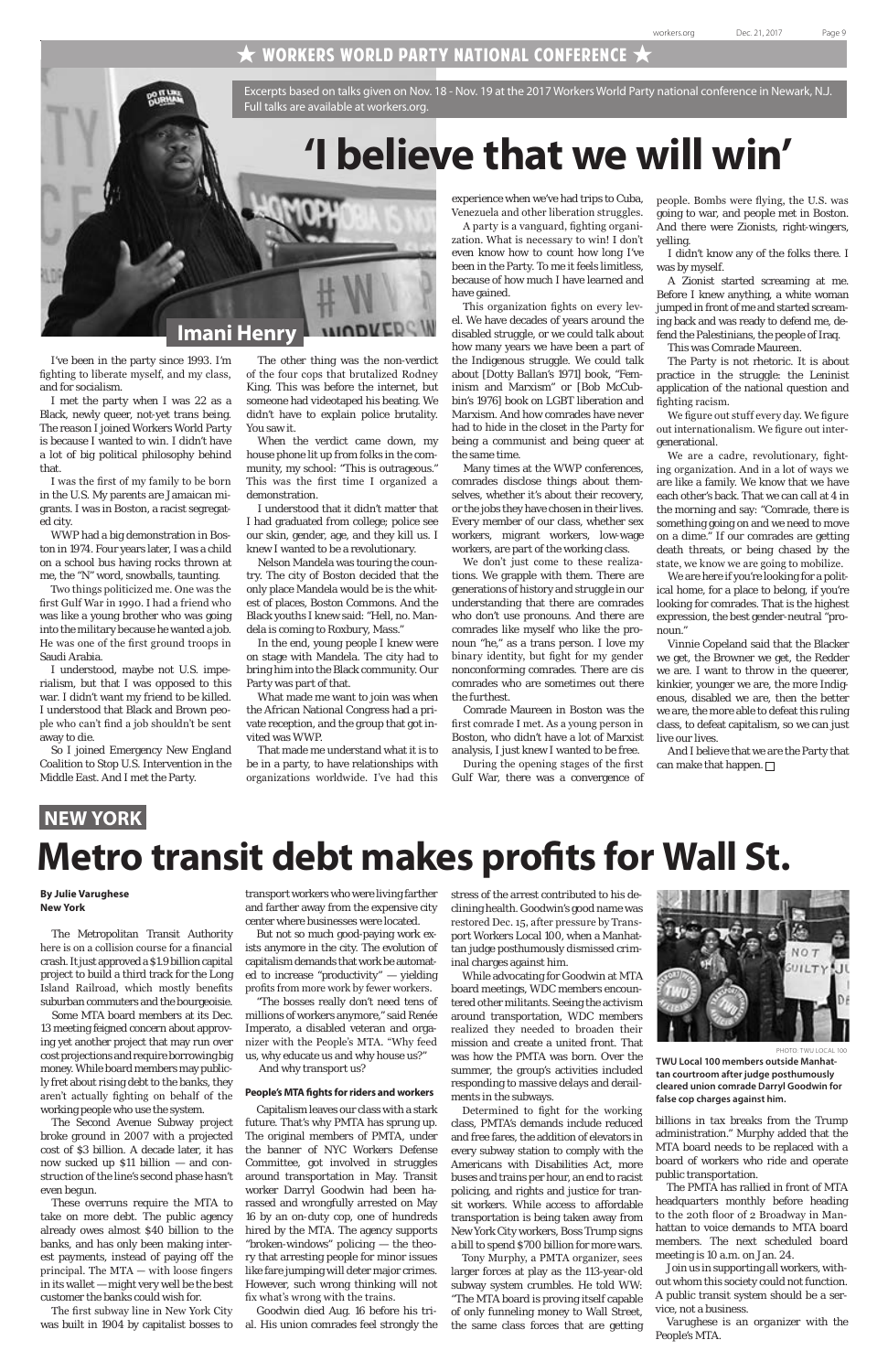## ★ WORKERS WORLD PARTY NATIONAL CONFERENCE ★

Excerpts based on talks given on Nov. 18 - Nov. 19 at the 2017 Workers World Party national conference in Newark, N.J. Full talks are available at workers.org.

# 'I believe that we will win'

## Imani Henry

I've been in the party since 1993. I'm fighting to liberate myself, and my class, and for socialism.

I met the party when I was 22 as a Black, newly queer, not-yet trans being. The reason I joined Workers World Party is because I wanted to win. I didn't have a lot of big political philosophy behind that.

I was the first of my family to be born in the U.S. My parents are Jamaican migrants. I was in Boston, a racist segregated city.

WWP had a big demonstration in Boston in 1974. Four years later, I was a child on a school bus having rocks thrown at me, the "N" word, snowballs, taunting.

Two things politicized me. One was the first Gulf War in 1990. I had a friend who was like a young brother who was going into the military because he wanted a job. He was one of the first ground troops in Saudi Arabia.

I understood, maybe not U.S. imperialism, but that I was opposed to this war. I didn't want my friend to be killed. I understood that Black and Brown people who can't find a job shouldn't be sent away to die.

So I joined Emergency New England Coalition to Stop U.S. Intervention in the Middle East. And I met the Party.

The other thing was the non-verdict of the four cops that brutalized Rodney King. This was before the internet, but someone had videotaped his beating. We didn't have to explain police brutality. You saw it.

When the verdict came down, my house phone lit up from folks in the community, my school: "This is outrageous." This was the first time I organized a demonstration.

I understood that it didn't matter that I had graduated from college; police see our skin, gender, age, and they kill us. I knew I wanted to be a revolutionary.

Nelson Mandela was touring the country. The city of Boston decided that the only place Mandela would be is the whitest of places, Boston Commons. And the Black youths I knew said: "Hell, no. Mandela is coming to Roxbury, Mass."

In the end, young people I knew were on stage with Mandela. The city had to bring him into the Black community. Our Party was part of that.

What made me want to join was when the African National Congress had a private reception, and the group that got invited was WWP.

That made me understand what it is to be in a party, to have relationships with organizations worldwide. I've had this experience when we've had trips to Cuba, Venezuela and other liberation struggles.

A party is a vanguard, fighting organization. What is necessary to win! I don't even know how to count how long I've been in the Party. To me it feels limitless, because of how much I have learned and have gained.

This organization fights on every level. We have decades of years around the disabled struggle, or we could talk about how many years we have been a part of the Indigenous struggle. We could talk about [Dotty Ballan's 1971] book, "Feminism and Marxism" or [Bob McCubbin's 1976] book on LGBT liberation and Marxism. And how comrades have never had to hide in the closet in the Party for being a communist and being queer at the same time.

Many times at the WWP conferences, comrades disclose things about themselves, whether it's about their recovery, or the jobs they have chosen in their lives. Every member of our class, whether sex workers, migrant workers, low-wage workers, are part of the working class.

We don't just come to these realizations. We grapple with them. There are generations of history and struggle in our understanding that there are comrades who don't use pronouns. And there are comrades like myself who like the pronoun "he," as a trans person. I love my binary identity, but fight for my gender nonconforming comrades. There are cis comrades who are sometimes out there the furthest.

Comrade Maureen in Boston was the first comrade I met. As a young person in Boston, who didn't have a lot of Marxist analysis, I just knew I wanted to be free.

During the opening stages of the first Gulf War, there was a convergence of people. Bombs were flying, the U.S. was going to war, and people met in Boston. And there were Zionists, right-wingers, yelling.

I didn't know any of the folks there. I was by myself.

A Zionist started screaming at me. Before I knew anything, a white woman jumped in front of me and started screaming back and was ready to defend me, defend the Palestinians, the people of Iraq.

This was Comrade Maureen.

The Party is not rhetoric. It is about practice in the struggle: the Leninist application of the national question and fighting racism.

We figure out stuff every day. We figure out internationalism. We figure out intergenerational.

We are a cadre, revolutionary, fighting organization. And in a lot of ways we are like a family. We know that we have each other's back. That we can call at 4 in the morning and say: "Comrade, there is something going on and we need to move on a dime." If our comrades are getting death threats, or being chased by the state, we know we are going to mobilize.

We are here if you're looking for a political home, for a place to belong, if you're looking for comrades. That is the highest expression, the best gender-neutral "pronoun."

Vinnie Copeland said that the Blacker we get, the Browner we get, the Redder we are. I want to throw in the queerer, kinkier, younger we are, the more Indigenous, disabled we are, then the better we are, the more able to defeat this ruling class, to defeat capitalism, so we can just live our lives.

And I believe that we are the Party that can make that happen. □

## NEW YORK

# Metro transit debt makes profits for Wall St.

**By Julie Varughese**
**New York**

The Metropolitan Transit Authority here is on a collision course for a financial crash. It just approved a $1.9 billion capital project to build a third track for the Long Island Railroad, which mostly benefits suburban commuters and the bourgeoisie.

Some MTA board members at its Dec. 13 meeting feigned concern about approving yet another project that may run over cost projections and require borrowing big money. While board members may publicly fret about rising debt to the banks, they aren't actually fighting on behalf of the working people who use the system.

The Second Avenue Subway project broke ground in 2007 with a projected cost of $3 billion. A decade later, it has now sucked up $11 billion — and construction of the line's second phase hasn't even begun.

These overruns require the MTA to take on more debt. The public agency already owes almost $40 billion to the banks, and has only been making interest payments, instead of paying off the principal. The MTA — with loose fingers in its wallet — might very well be the best customer the banks could wish for.

The first subway line in New York City was built in 1904 by capitalist bosses to transport workers who were living farther and farther away from the expensive city center where businesses were located.

But not so much good-paying work exists anymore in the city. The evolution of capitalism demands that work be automated to increase "productivity" — yielding profits from more work by fewer workers.

"The bosses really don't need tens of millions of workers anymore," said Renée Imperato, a disabled veteran and organizer with the People's MTA. "Why feed us, why educate us and why house us?"

And why transport us?

### People's MTA fights for riders and workers

Capitalism leaves our class with a stark future. That's why PMTA has sprung up. The original members of PMTA, under the banner of NYC Workers Defense Committee, got involved in struggles around transportation in May. Transit worker Darryl Goodwin had been harassed and wrongfully arrested on May 16 by an on-duty cop, one of hundreds hired by the MTA. The agency supports "broken-windows" policing — the theory that arresting people for minor issues like fare jumping will deter major crimes. However, such wrong thinking will not fix what's wrong with the trains.

Goodwin died Aug. 16 before his trial. His union comrades feel strongly the stress of the arrest contributed to his declining health. Goodwin's good name was restored Dec. 15, after pressure by Transport Workers Local 100, when a Manhattan judge posthumously dismissed criminal charges against him.

While advocating for Goodwin at MTA board meetings, WDC members encountered other militants. Seeing the activism around transportation, WDC members realized they needed to broaden their mission and create a united front. That was how the PMTA was born. Over the summer, the group's activities included responding to massive delays and derailments in the subways.

Determined to fight for the working class, PMTA's demands include reduced and free fares, the addition of elevators in every subway station to comply with the Americans with Disabilities Act, more buses and trains per hour, an end to racist policing, and rights and justice for transit workers. While access to affordable transportation is being taken away from New York City workers, Boss Trump signs a bill to spend $700 billion for more wars.

Tony Murphy, a PMTA organizer, sees larger forces at play as the 113-year-old subway system crumbles. He told WW: "The MTA board is proving itself capable of only funneling money to Wall Street, the same class forces that are getting billions in tax breaks from the Trump administration." Murphy added that the MTA board needs to be replaced with a board of workers who ride and operate public transportation.

PHOTO: TWU LOCAL 100

**TWU Local 100 members outside Manhattan courtroom after judge posthumously cleared union comrade Darryl Goodwin for false cop charges against him.**

The PMTA has rallied in front of MTA headquarters monthly before heading to the 20th floor of 2 Broadway in Manhattan to voice demands to MTA board members. The next scheduled board meeting is 10 a.m. on Jan. 24.

Join us in supporting all workers, without whom this society could not function. A public transit system should be a service, not a business.

Varughese is an organizer with the People's MTA.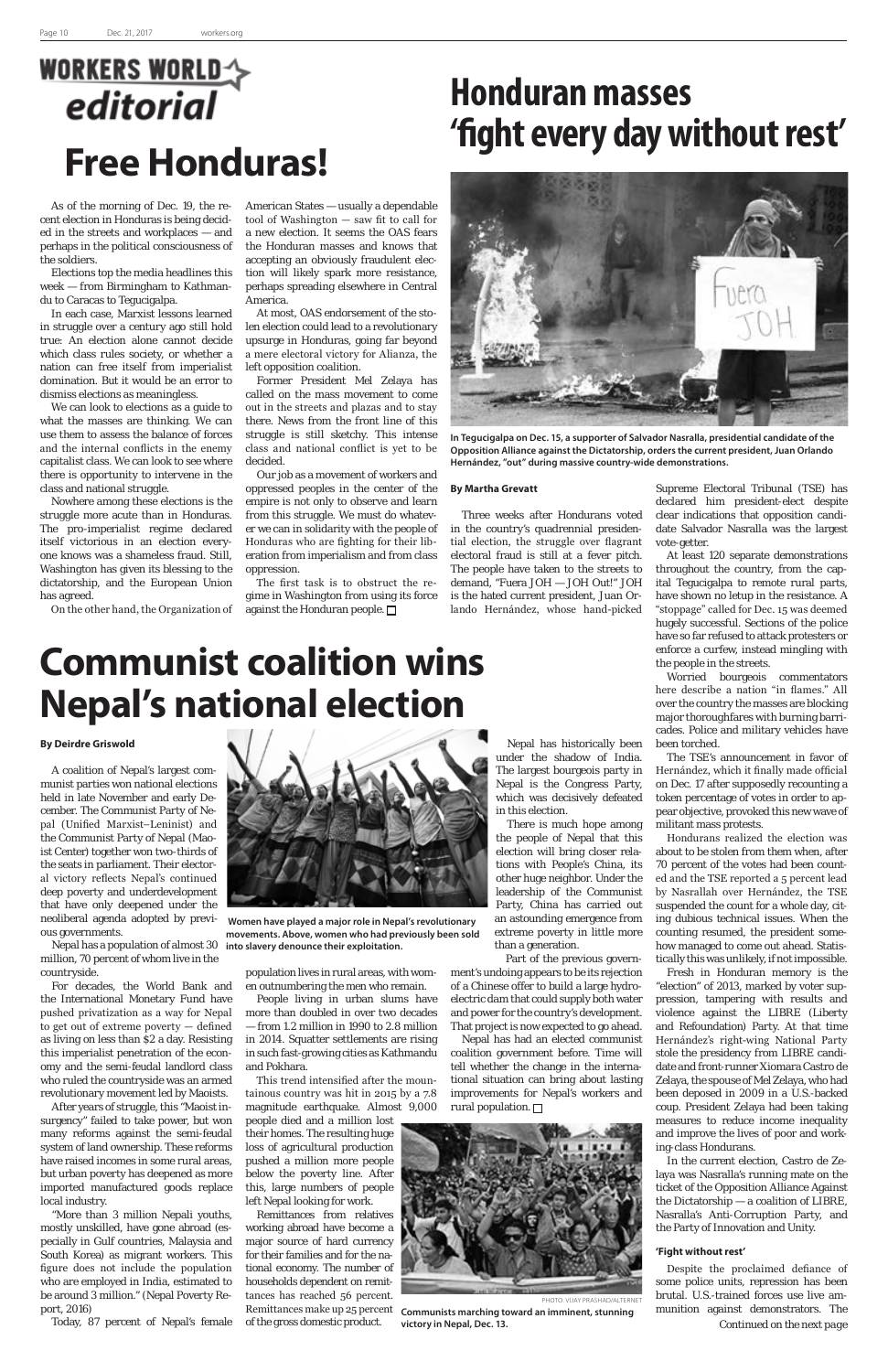## WORKERS WORLD editorial

# Free Honduras!

As of the morning of Dec. 19, the recent election in Honduras is being decided in the streets and workplaces — and perhaps in the political consciousness of the soldiers.

Elections top the media headlines this week — from Birmingham to Kathmandu to Caracas to Tegucigalpa.

In each case, Marxist lessons learned in struggle over a century ago still hold true: An election alone cannot decide which class rules society, or whether a nation can free itself from imperialist domination. But it would be an error to dismiss elections as meaningless.

We can look to elections as a guide to what the masses are thinking. We can use them to assess the balance of forces and the internal conflicts in the enemy capitalist class. We can look to see where there is opportunity to intervene in the class and national struggle.

Nowhere among these elections is the struggle more acute than in Honduras. The pro-imperialist regime declared itself victorious in an election everyone knows was a shameless fraud. Still, Washington has given its blessing to the dictatorship, and the European Union has agreed.

On the other hand, the Organization of American States — usually a dependable tool of Washington — saw fit to call for a new election. It seems the OAS fears the Honduran masses and knows that accepting an obviously fraudulent election will likely spark more resistance, perhaps spreading elsewhere in Central America.

At most, OAS endorsement of the stolen election could lead to a revolutionary upsurge in Honduras, going far beyond a mere electoral victory for Alianza, the left opposition coalition.

Former President Mel Zelaya has called on the mass movement to come out in the streets and plazas and to stay there. News from the front line of this struggle is still sketchy. This intense class and national conflict is yet to be decided.

Our job as a movement of workers and oppressed peoples in the center of the empire is not only to observe and learn from this struggle. We must do whatever we can in solidarity with the people of Honduras who are fighting for their liberation from imperialism and from class oppression.

The first task is to obstruct the regime in Washington from using its force against the Honduran people. □

# Honduran masses 'fight every day without rest'

In Tegucigalpa on Dec. 15, a supporter of Salvador Nasralla, presidential candidate of the Opposition Alliance against the Dictatorship, orders the current president, Juan Orlando Hernández, "out" during massive country-wide demonstrations.

**By Martha Grevatt**

Three weeks after Hondurans voted in the country's quadrennial presidential election, the struggle over flagrant electoral fraud is still at a fever pitch. The people have taken to the streets to demand, "Fuera JOH — JOH Out!" JOH is the hated current president, Juan Orlando Hernández, whose hand-picked Supreme Electoral Tribunal (TSE) has declared him president-elect despite clear indications that opposition candidate Salvador Nasralla was the largest vote-getter.

At least 120 separate demonstrations throughout the country, from the capital Tegucigalpa to remote rural parts, have shown no letup in the resistance. A "stoppage" called for Dec. 15 was deemed hugely successful. Sections of the police have so far refused to attack protesters or enforce a curfew, instead mingling with the people in the streets.

Worried bourgeois commentators here describe a nation "in flames." All over the country the masses are blocking major thoroughfares with burning barricades. Police and military vehicles have been torched.

The TSE's announcement in favor of Hernández, which it finally made official on Dec. 17 after supposedly recounting a token percentage of votes in order to appear objective, provoked this new wave of militant mass protests.

Hondurans realized the election was about to be stolen from them when, after 70 percent of the votes had been counted and the TSE reported a 5 percent lead by Nasrallah over Hernández, the TSE suspended the count for a whole day, citing dubious technical issues. When the counting resumed, the president somehow managed to come out ahead. Statistically this was unlikely, if not impossible.

Fresh in Honduran memory is the "election" of 2013, marked by voter suppression, tampering with results and violence against the LIBRE (Liberty and Refoundation) Party. At that time Hernández's right-wing National Party stole the presidency from LIBRE candidate and front-runner Xiomara Castro de Zelaya, the spouse of Mel Zelaya, who had been deposed in 2009 in a U.S.-backed coup. President Zelaya had been taking measures to reduce income inequality and improve the lives of poor and working-class Hondurans.

In the current election, Castro de Zelaya was Nasralla's running mate on the ticket of the Opposition Alliance Against the Dictatorship — a coalition of LIBRE, Nasralla's Anti-Corruption Party, and the Party of Innovation and Unity.

### 'Fight without rest'

Despite the proclaimed defiance of some police units, repression has been brutal. U.S.-trained forces use live ammunition against demonstrators. The

Continued on the next page

# Communist coalition wins Nepal's national election

**By Deirdre Griswold**

A coalition of Nepal's largest communist parties won national elections held in late November and early December. The Communist Party of Nepal (Unified Marxist-Leninist) and the Communist Party of Nepal (Maoist Center) together won two-thirds of the seats in parliament. Their electoral victory reflects Nepal's continued deep poverty and underdevelopment that have only deepened under the neoliberal agenda adopted by previous governments.

Women have played a major role in Nepal's revolutionary movements. Above, women who had previously been sold into slavery denounce their exploitation.

Nepal has a population of almost 30 million, 70 percent of whom live in the countryside.

For decades, the World Bank and the International Monetary Fund have pushed privatization as a way for Nepal to get out of extreme poverty — defined as living on less than $2 a day. Resisting this imperialist penetration of the economy and the semi-feudal landlord class who ruled the countryside was an armed revolutionary movement led by Maoists.

After years of struggle, this "Maoist insurgency" failed to take power, but won many reforms against the semi-feudal system of land ownership. These reforms have raised incomes in some rural areas, but urban poverty has deepened as more imported manufactured goods replace local industry.

"More than 3 million Nepali youths, mostly unskilled, have gone abroad (especially in Gulf countries, Malaysia and South Korea) as migrant workers. This figure does not include the population who are employed in India, estimated to be around 3 million." (Nepal Poverty Report, 2016)

Today, 87 percent of Nepal's female population lives in rural areas, with women outnumbering the men who remain.

People living in urban slums have more than doubled in over two decades — from 1.2 million in 1990 to 2.8 million in 2014. Squatter settlements are rising in such fast-growing cities as Kathmandu and Pokhara.

This trend intensified after the mountainous country was hit in 2015 by a 7.8 magnitude earthquake. Almost 9,000 people died and a million lost their homes. The resulting huge loss of agricultural production pushed a million more people below the poverty line. After this, large numbers of people left Nepal looking for work.

Remittances from relatives working abroad have become a major source of hard currency for their families and for the national economy. The number of households dependent on remittances has reached 56 percent. Remittances make up 25 percent of the gross domestic product.

Nepal has historically been under the shadow of India. The largest bourgeois party in Nepal is the Congress Party, which was decisively defeated in this election.

There is much hope among the people of Nepal that this election will bring closer relations with People's China, its other huge neighbor. Under the leadership of the Communist Party, China has carried out an astounding emergence from extreme poverty in little more than a generation.

Part of the previous government's undoing appears to be its rejection of a Chinese offer to build a large hydroelectric dam that could supply both water and power for the country's development. That project is now expected to go ahead.

Nepal has had an elected communist coalition government before. Time will tell whether the change in the international situation can bring about lasting improvements for Nepal's workers and rural population. □

PHOTO: VIJAY PRASHAD/ALTERNET

Communists marching toward an imminent, stunning victory in Nepal, Dec. 13.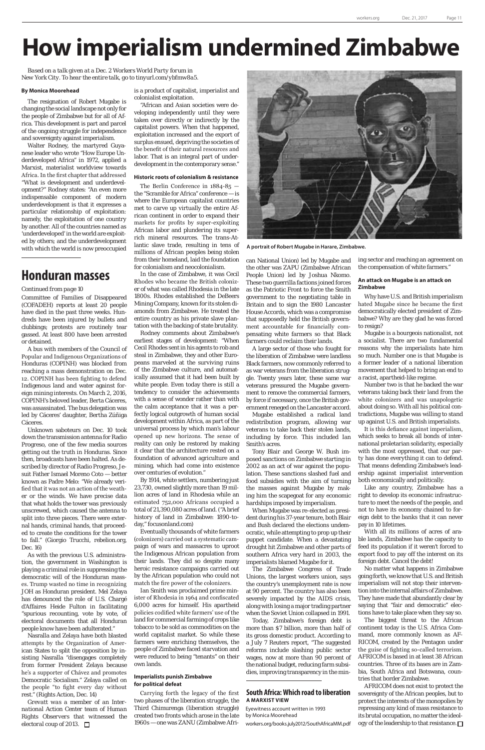# How imperialism undermined Zimbabwe

*Based on a talk given at a Dec. 2 Workers World Party forum in New York City. To hear the entire talk, go to tinyurl.com/ybfmw8a5.*

**By Monica Moorehead**

The resignation of Robert Mugabe is changing the social landscape not only for the people of Zimbabwe but for all of Africa. This development is part and parcel of the ongoing struggle for independence and sovereignty against imperialism.

Walter Rodney, the martyred Guyanese leader who wrote "How Europe Underdeveloped Africa" in 1972, applied a Marxist, materialist worldview towards Africa. In the first chapter that addressed "What is development and underdevelopment?" Rodney states: "An even more indispensable component of modern underdevelopment is that it expresses a particular relationship of exploitation: namely, the exploitation of one country by another. All of the countries named as 'underdeveloped' in the world are exploited by others; and the underdevelopment with which the world is now preoccupied is a product of capitalist, imperialist and colonialist exploitation.

"African and Asian societies were developing independently until they were taken over directly or indirectly by the capitalist powers. When that happened, exploitation increased and the export of surplus ensued, depriving the societies of the benefit of their natural resources and labor. That is an integral part of underdevelopment in the contemporary sense."

### Historic roots of colonialism & resistance

The Berlin Conference in 1884-85 — the "Scramble for Africa" conference — is where the European capitalist countries met to carve up virtually the entire African continent in order to expand their markets for profits by super-exploiting African labor and plundering its super-rich mineral resources. The trans-Atlantic slave trade, resulting in tens of millions of African peoples being stolen from their homeland, laid the foundation for colonialism and neocolonialism.

In the case of Zimbabwe, it was Cecil Rhodes who became the British colonizer of what was called Rhodesia in the late 1800s. Rhodes established the DeBeers Mining Company, known for its stolen diamonds from Zimbabwe. He treated the entire country as his private slave plantation with the backing of state brutality.

Rodney comments about Zimbabwe's earliest stages of development: "When Cecil Rhodes sent in his agents to rob and steal in Zimbabwe, they and other Europeans marveled at the surviving ruins of the Zimbabwe culture, and automatically assumed that it had been built by white people. Even today there is still a tendency to consider the achievements with a sense of wonder rather than with the calm acceptance that it was a perfectly logical outgrowth of human social development within Africa, as part of the universal process by which man's labour opened up new horizons. The sense of reality can only be restored by making it clear that the architecture rested on a foundation of advanced agriculture and mining, which had come into existence over centuries of evolution."

By 1914, white settlers, numbering just 23,730, owned slightly more than 19 million acres of land in Rhodesia while an estimated 752,000 Africans occupied a total of 21,390,080 acres of land. ("A brief history of land in Zimbabwe: 1890-today," focusonland.com)

Eventually thousands of white farmers (colonizers) carried out a systematic campaign of wars and massacres to uproot the Indigenous African population from their lands. They did so despite many heroic resistance campaigns carried out by the African population who could not match the fire power of the colonizers.

Ian Smith was proclaimed prime minister of Rhodesia in 1964 and confiscated 6,000 acres for himself. His apartheid policies codified white farmers' use of the land for commercial farming of crops like tobacco to be sold as commodities on the world capitalist market. So while these farmers were enriching themselves, the people of Zimbabwe faced starvation and were reduced to being "tenants" on their own lands.

### Imperialists punish Zimbabwe for political defeat

Carrying forth the legacy of the first two phases of the liberation struggle, the Third Chimurenga (liberation struggle) created two fronts which arose in the late 1960s — one was ZANU (Zimbabwe African National Union) led by Mugabe and the other was ZAPU (Zimbabwe African People Union) led by Joshua Nkomo. These two guerrilla factions joined forces as the Patriotic Front to force the Smith government to the negotiating table in Britain and to sign the 1980 Lancaster House Accords, which was a compromise that supposedly held the British government accountable for financially compensating white farmers so that Black farmers could reclaim their lands.

A large sector of those who fought for the liberation of Zimbabwe were landless Black farmers, now commonly referred to as war veterans from the liberation struggle. Twenty years later, these same war veterans pressured the Mugabe government to remove the commercial farmers, by force if necessary, once the British government reneged on the Lancaster accord.

Mugabe established a radical land redistribution program, allowing war veterans to take back their stolen lands, including by force. This included Ian Smith's acres.

Tony Blair and George W. Bush imposed sanctions on Zimbabwe starting in 2002 as an act of war against the population. These sanctions slashed fuel and food subsidies with the aim of turning the masses against Mugabe by making him the scapegoat for any economic hardships imposed by imperialism.

When Mugabe was re-elected as president during his 37-year tenure, both Blair and Bush declared the elections undemocratic, while attempting to prop up their puppet candidate. When a devastating drought hit Zimbabwe and other parts of southern Africa very hard in 2003, the imperialists blamed Mugabe for it.

The Zimbabwe Congress of Trade Unions, the largest workers union, says the country's unemployment rate is now at 90 percent. The country has also been severely impacted by the AIDS crisis, along with losing a major trading partner when the Soviet Union collapsed in 1991.

Today, Zimbabwe's foreign debt is more than $7 billion, more than half of its gross domestic product. According to a July 7 Reuters report, "The suggested reforms include slashing public sector wages, now at more than 90 percent of the national budget, reducing farm subsidies, improving transparency in the mining sector and reaching an agreement on the compensation of white farmers."

### An attack on Mugabe is an attack on Zimbabwe

Why have U.S. and British imperialism hated Mugabe since he became the first democratically elected president of Zimbabwe? Why are they glad he was forced to resign?

Mugabe is a bourgeois nationalist, not a socialist. There are two fundamental reasons why the imperialists hate him so much. Number one is that Mugabe is a former leader of a national liberation movement that helped to bring an end to a racist, apartheid-like regime.

Number two is that he backed the war veterans taking back their land from the white colonizers and was unapologetic about doing so. With all his political contradictions, Mugabe was willing to stand up against U.S. and British imperialists.

It is this defiance against imperialism, which seeks to break all bonds of international proletarian solidarity, especially with the most oppressed, that our party has done everything it can to defend. That means defending Zimbabwe's leadership against imperialist intervention both economically and politically.

Like any country, Zimbabwe has a right to develop its economic infrastructure to meet the needs of the people, and not to have its economy chained to foreign debt to the banks that it can never pay in 10 lifetimes.

With all its millions of acres of arable lands, Zimbabwe has the capacity to feed its population if it weren't forced to export food to pay off the interest on its foreign debt. Cancel the debt!

No matter what happens in Zimbabwe going forth, we know that U.S. and British imperialism will not stop their intervention into the internal affairs of Zimbabwe. They have made that abundantly clear by saying that "fair and democratic" elections have to take place when they say so.

The biggest threat to the African continent today is the U.S. Africa Command, more commonly known as AFRICOM, created by the Pentagon under the guise of fighting so-called terrorism. AFRICOM is based in at least 38 African countries. Three of its bases are in Zambia, South Africa and Botswana, countries that border Zimbabwe.

AFRICOM does not exist to protect the sovereignty of the African peoples, but to protect the interests of the monopolies by repressing any kind of mass resistance to its brutal occupation, no matter the ideology of the leadership to that resistance. □

A portrait of Robert Mugabe in Harare, Zimbabwe.

---

**South Africa: Which road to liberation**
**A MARXIST VIEW**

Eyewitness account written in 1993 by Monica Moorehead

workers.org/books.july2012/SouthAfricaMM.pdf

---

# Honduran masses

*Continued from page 10*

Committee of Families of Disappeared (COFADEH) reports at least 20 people have died in the past three weeks. Hundreds have been injured by bullets and clubbings; protests are routinely tear gassed. At least 800 have been arrested or detained.

A bus with members of the Council of Popular and Indigenous Organizations of Honduras (COPINH) was blocked from reaching a mass demonstration on Dec. 12. COPINH has been fighting to defend Indigenous land and water against foreign mining interests. On March 2, 2016, COPINH's beloved leader, Berta Cáceres, was assassinated. The bus delegation was led by Cáceres' daughter, Bertha Zúñiga Cáceres.

Unknown saboteurs on Dec. 10 took down the transmission antenna for Radio Progreso, one of the few media sources getting out the truth in Honduras. Since then, broadcasts have been halted. As described by director of Radio Progreso, Jesuit Father Ismael Moreno Coto — better known as Padre Melo: "We already verified that it was not an action of the weather or the winds. We have precise data that what holds the tower was previously unscrewed, which caused the antenna to split into three pieces. There were external hands, criminal hands, that proceeded to create the conditions for the tower to fall." (Giorgio Trucchi, rebelion.org, Dec. 16)

As with the previous U.S. administration, the government in Washington is playing a criminal role in suppressing the democratic will of the Honduran masses. Trump wasted no time in recognizing JOH as Honduran president. Mel Zelaya has denounced the role of U.S. Chargé d'Affaires Heide Fulton in facilitating "spurious recounting, vote by vote, of electoral documents that all Honduran people know have been adulterated."

Nasralla and Zelaya have both blasted attempts by the Organization of American States to split the opposition by insisting Nasralla "disengages completely from former President Zelaya because he's a supporter of Chávez and promotes Democratic Socialism." Zelaya called on the people "to fight every day without rest." (Rights Action, Dec. 14)

Grevatt was a member of an International Action Center team of Human Rights Observers that witnessed the electoral coup of 2013. □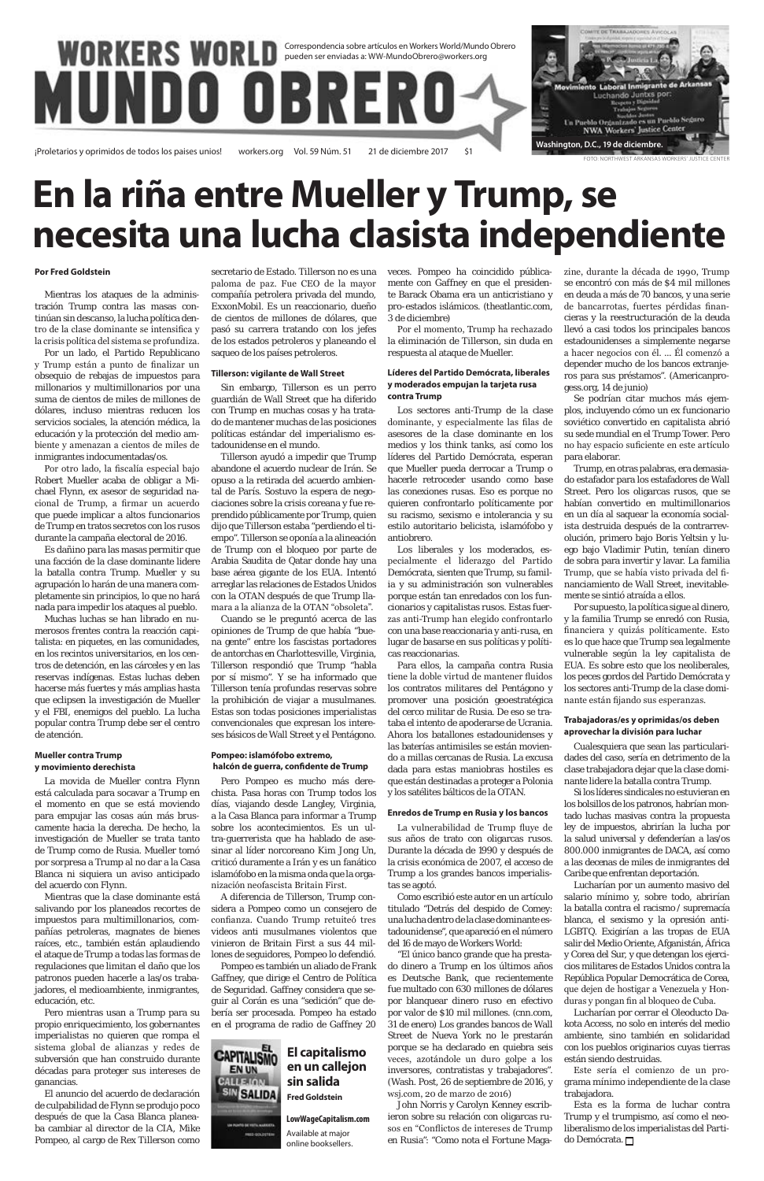# WORKERS WORLD MUNDO OBRERO

Correspondencia sobre artículos en Workers World/Mundo Obrero pueden ser enviadas a: WW-MundoObrero@workers.org

¡Proletarios y oprimidos de todos los paises unios! workers.org Vol. 59 Núm. 51 21 de diciembre 2017 $1

Washington, D.C., 19 de diciembre.

FOTO: NORTHWEST ARKANSAS WORKERS' JUSTICE CENTER

# En la riña entre Mueller y Trump, se necesita una lucha clasista independiente

**Por Fred Goldstein**

Mientras los ataques de la administración Trump contra las masas continúan sin descanso, la lucha política dentro de la clase dominante se intensifica y la crisis política del sistema se profundiza.

Por un lado, el Partido Republicano y Trump están a punto de finalizar un obsequio de rebajas de impuestos para millonarios y multimillonarios por una suma de cientos de miles de millones de dólares, incluso mientras reducen los servicios sociales, la atención médica, la educación y la protección del medio ambiente y amenazan a cientos de miles de inmigrantes indocumentadas/os.

Por otro lado, la fiscalía especial bajo Robert Mueller acaba de obligar a Michael Flynn, ex asesor de seguridad nacional de Trump, a firmar un acuerdo que puede implicar a altos funcionarios de Trump en tratos secretos con los rusos durante la campaña electoral de 2016.

Es dañino para las masas permitir que una facción de la clase dominante lidere la batalla contra Trump. Mueller y su agrupación lo harán de una manera completamente sin principios, lo que no hará nada para impedir los ataques al pueblo.

Muchas luchas se han librado en numerosos frentes contra la reacción capitalista: en piquetes, en las comunidades, en los recintos universitarios, en los centros de detención, en las cárceles y en las reservas indígenas. Estas luchas deben hacerse más fuertes y más amplias hasta que eclipsen la investigación de Mueller y el FBI, enemigos del pueblo. La lucha popular contra Trump debe ser el centro de atención.

### Mueller contra Trump y movimiento derechista

La movida de Mueller contra Flynn está calculada para socavar a Trump en el momento en que se está moviendo para empujar las cosas aún más bruscamente hacia la derecha. De hecho, la investigación de Mueller se trata tanto de Trump como de Rusia. Mueller tomó por sorpresa a Trump al no dar a la Casa Blanca ni siquiera un aviso anticipado del acuerdo con Flynn.

Mientras que la clase dominante está salivando por los planeados recortes de impuestos para multimillonarios, compañías petroleras, magnates de bienes raíces, etc., también están aplaudiendo el ataque de Trump a todas las formas de regulaciones que limitan el daño que los patronos pueden hacerle a las/os trabajadores, el medioambiente, inmigrantes, educación, etc.

Pero mientras usan a Trump para su propio enriquecimiento, los gobernantes imperialistas no quieren que rompa el sistema global de alianzas y redes de subversión que han construido durante décadas para proteger sus intereses de ganancias.

El anuncio del acuerdo de declaración de culpabilidad de Flynn se produjo poco después de que la Casa Blanca planeaba cambiar al director de la CIA, Mike Pompeo, al cargo de Rex Tillerson como secretario de Estado. Tillerson no es una paloma de paz. Fue CEO de la mayor compañía petrolera privada del mundo, ExxonMobil. Es un reaccionario, dueño de cientos de millones de dólares, que pasó su carrera tratando con los jefes de los estados petroleros y planeando el saqueo de los países petroleros.

### Tillerson: vigilante de Wall Street

Sin embargo, Tillerson es un perro guardián de Wall Street que ha diferido con Trump en muchas cosas y ha tratado de mantener muchas de las posiciones políticas estándar del imperialismo estadounidense en el mundo.

Tillerson ayudó a impedir que Trump abandone el acuerdo nuclear de Irán. Se opuso a la retirada del acuerdo ambiental de París. Sostuvo la espera de negociaciones sobre la crisis coreana y fue reprendido públicamente por Trump, quien dijo que Tillerson estaba "perdiendo el tiempo". Tillerson se oponía a la alineación de Trump con el bloqueo por parte de Arabia Saudita de Qatar donde hay una base aérea gigante de los EUA. Intentó arreglar las relaciones de Estados Unidos con la OTAN después de que Trump llamara a la alianza de la OTAN "obsoleta".

Cuando se le preguntó acerca de las opiniones de Trump de que había "buena gente" entre los fascistas portadores de antorchas en Charlottesville, Virginia, Tillerson respondió que Trump "habla por sí mismo". Y se ha informado que Tillerson tenía profundas reservas sobre la prohibición de viajar a musulmanes. Estas son todas posiciones imperialistas convencionales que expresan los intereses básicos de Wall Street y el Pentágono.

### Pompeo: islamófobo extremo, halcón de guerra, confidente de Trump

Pero Pompeo es mucho más derechista. Pasa horas con Trump todos los días, viajando desde Langley, Virginia, a la Casa Blanca para informar a Trump sobre los acontecimientos. Es un ultra-guerrerista que ha hablado de asesinar al líder norcoreano Kim Jong Un, criticó duramente a Irán y es un fanático islamófobo en la misma onda que la organización neofascista Britain First.

A diferencia de Tillerson, Trump considera a Pompeo como un consejero de confianza. Cuando Trump retuiteó tres videos anti musulmanes violentos que vinieron de Britain First a sus 44 millones de seguidores, Pompeo lo defendió.

Pompeo es también un aliado de Frank Gaffney, que dirige el Centro de Política de Seguridad. Gaffney considera que seguir al Corán es una "sedición" que debería ser procesada. Pompeo ha estado en el programa de radio de Gaffney 20 veces. Pompeo ha coincidido públicamente con Gaffney en que el presidente Barack Obama era un anticristiano y pro-estados islámicos. (theatlantic.com, 3 de diciembre)

Por el momento, Trump ha rechazado la eliminación de Tillerson, sin duda en respuesta al ataque de Mueller.

**El capitalismo en un callejon sin salida**
**Fred Goldstein**
**LowWageCapitalism.com**
Available at major online booksellers.

### Líderes del Partido Demócrata, liberales y moderados empujan la tarjeta rusa contra Trump

Los sectores anti-Trump de la clase dominante, y especialmente las filas de asesores de la clase dominante en los medios y los think tanks, así como los líderes del Partido Demócrata, esperan que Mueller pueda derrocar a Trump o hacerle retroceder usando como base las conexiones rusas. Eso es porque no quieren confrontarlo políticamente por su racismo, sexismo e intolerancia y su estilo autoritario belicista, islamófobo y antiobrero.

Los liberales y los moderados, especialmente el liderazgo del Partido Demócrata, sienten que Trump, su familia y su administración son vulnerables porque están tan enredados con los funcionarios y capitalistas rusos. Estas fuerzas anti-Trump han elegido confrontarlo con una base reaccionaria y anti-rusa, en lugar de basarse en sus políticas y políticas reaccionarias.

Para ellos, la campaña contra Rusia tiene la doble virtud de mantener fluidos los contratos militares del Pentágono y promover una posición geoestratégica del cerco militar de Rusia. De eso se trataba el intento de apoderarse de Ucrania. Ahora los batallones estadounidenses y las baterías antimisiles se están moviendo a millas cercanas de Rusia. La excusa dada para estas maniobras hostiles es que están destinadas a proteger a Polonia y los satélites bálticos de la OTAN.

### Enredos de Trump en Rusia y los bancos

La vulnerabilidad de Trump fluye de sus años de trato con oligarcas rusos. Durante la década de 1990 y después de la crisis económica de 2007, el acceso de Trump a los grandes bancos imperialistas se agotó.

Como escribió este autor en un artículo titulado "Detrás del despido de Comey: una lucha dentro de la clase dominante estadounidense", que apareció en el número del 16 de mayo de Workers World:

"El único banco grande que ha prestado dinero a Trump en los últimos años es Deutsche Bank, que recientemente fue multado con 630 millones de dólares por blanquear dinero ruso en efectivo por valor de $10 mil millones. (cnn.com, 31 de enero) Los grandes bancos de Wall Street de Nueva York no le prestarán porque se ha declarado en quiebra seis veces, azotándole un duro golpe a los inversores, contratistas y trabajadores". (Wash. Post, 26 de septiembre de 2016, y wsj.com, 20 de marzo de 2016)

John Norris y Carolyn Kenney escribieron sobre su relación con oligarcas rusos en "Conflictos de intereses de Trump en Rusia": "Como nota el Fortune Magazine, durante la década de 1990, Trump se encontró con más de $4 mil millones en deuda a más de 70 bancos, y una serie de bancarrotas, fuertes pérdidas financieras y la reestructuración de la deuda llevó a casi todos los principales bancos estadounidenses a simplemente negarse a hacer negocios con él. ... Él comenzó a depender mucho de los bancos extranjeros para sus préstamos". (Americanprogess.org, 14 de junio)

Se podrían citar muchos más ejemplos, incluyendo cómo un ex funcionario soviético convertido en capitalista abrió su sede mundial en el Trump Tower. Pero no hay espacio suficiente en este artículo para elaborar.

Trump, en otras palabras, era demasiado estafador para los estafadores de Wall Street. Pero los oligarcas rusos, que se habían convertido en multimillonarios en un día al saquear la economía socialista destruida después de la contrarrevolución, primero bajo Boris Yeltsin y luego bajo Vladimir Putin, tenían dinero de sobra para invertir y lavar. La familia Trump, que se había visto privada del financiamiento de Wall Street, inevitablemente se sintió atraída a ellos.

Por supuesto, la política sigue al dinero, y la familia Trump se enredó con Rusia, financiera y quizás políticamente. Esto es lo que hace que Trump sea legalmente vulnerable según la ley capitalista de EUA. Es sobre esto que los neoliberales, los peces gordos del Partido Demócrata y los sectores anti-Trump de la clase dominante están fijando sus esperanzas.

### Trabajadoras/es y oprimidas/os deben aprovechar la división para luchar

Cualesquiera que sean las particularidades del caso, sería en detrimento de la clase trabajadora dejar que la clase dominante lidere la batalla contra Trump.

Si los líderes sindicales no estuvieran en los bolsillos de los patronos, habrían montado luchas masivas contra la propuesta ley de impuestos, abrirían la lucha por la salud universal y defenderían a las/os 800.000 inmigrantes de DACA, así como a las decenas de miles de inmigrantes del Caribe que enfrentan deportación.

Lucharían por un aumento masivo del salario mínimo y, sobre todo, abrirían la batalla contra el racismo / supremacía blanca, el sexismo y la opresión anti-LGBTQ. Exigirían a las tropas de EUA salir del Medio Oriente, Afganistán, África y Corea del Sur, y que detengan los ejercicios militares de Estados Unidos contra la República Popular Democrática de Corea, que dejen de hostigar a Venezuela y Honduras y pongan fin al bloqueo de Cuba.

Lucharían por cerrar el Oleoducto Dakota Access, no solo en interés del medio ambiente, sino también en solidaridad con los pueblos originarios cuyas tierras están siendo destruidas.

Este sería el comienzo de un programa mínimo independiente de la clase trabajadora.

Esta es la forma de luchar contra Trump y el trumpismo, así como el neoliberalismo de los imperialistas del Partido Demócrata. □